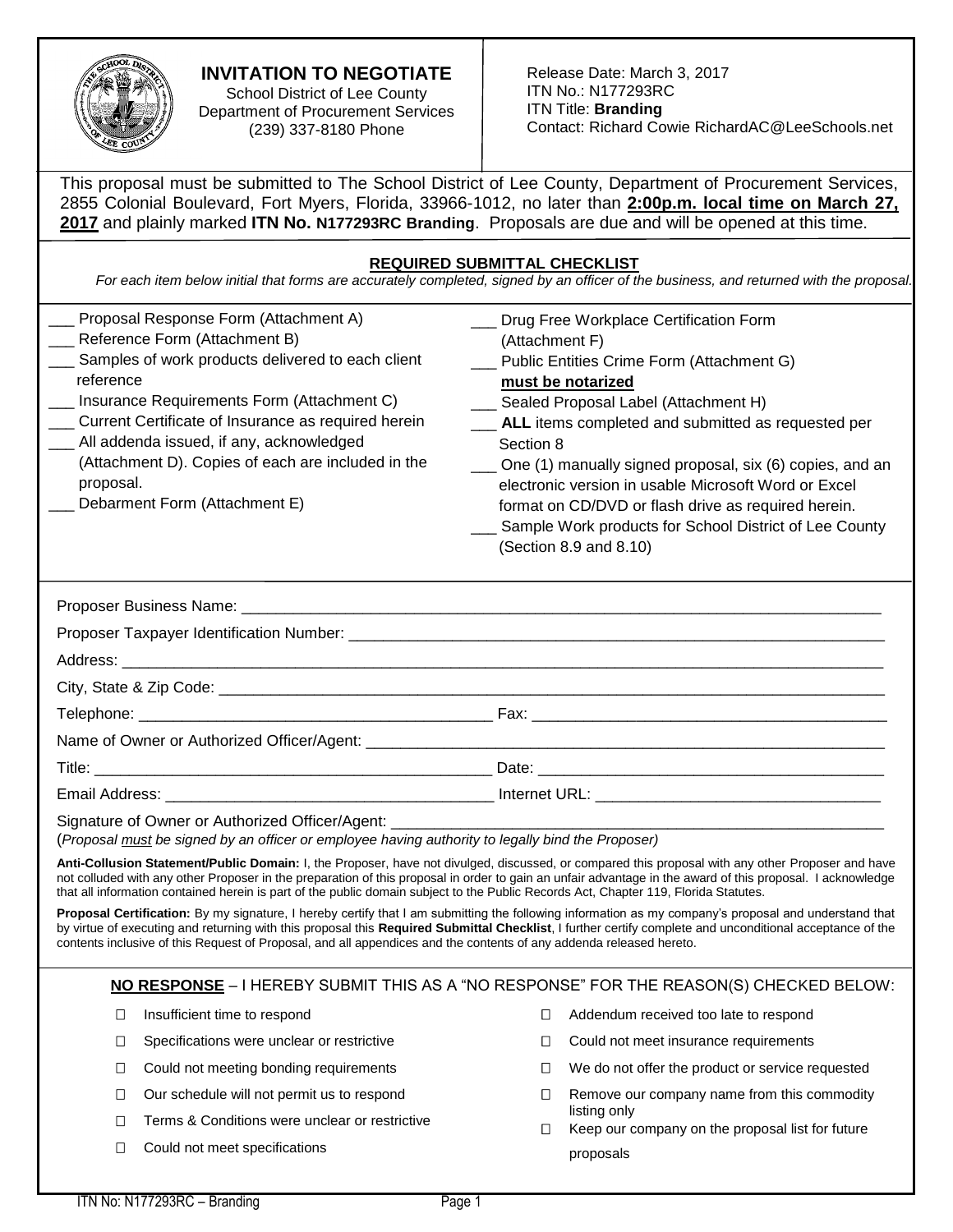# INVITATION TO NEGOTIATE

School District of Lee County
Department of Procurement Services
(239) 337-8180 Phone

Release Date: March 3, 2017
ITN No.: N177293RC
ITN Title: **Branding**
Contact: Richard Cowie RichardAC@LeeSchools.net

This proposal must be submitted to The School District of Lee County, Department of Procurement Services, 2855 Colonial Boulevard, Fort Myers, Florida, 33966-1012, no later than **2:00p.m. local time on March 27, 2017** and plainly marked **ITN No. N177293RC Branding**. Proposals are due and will be opened at this time.

## REQUIRED SUBMITTAL CHECKLIST

*For each item below initial that forms are accurately completed, signed by an officer of the business, and returned with the proposal.*

- ___ Proposal Response Form (Attachment A)
- ___ Reference Form (Attachment B)
- ___ Samples of work products delivered to each client reference
- ___ Insurance Requirements Form (Attachment C)
- ___ Current Certificate of Insurance as required herein
- ___ All addenda issued, if any, acknowledged (Attachment D). Copies of each are included in the proposal.
- ___ Debarment Form (Attachment E)
- ___ Drug Free Workplace Certification Form (Attachment F)
- ___ Public Entities Crime Form (Attachment G) **must be notarized**
- ___ Sealed Proposal Label (Attachment H)
- ___ **ALL** items completed and submitted as requested per Section 8
- ___ One (1) manually signed proposal, six (6) copies, and an electronic version in usable Microsoft Word or Excel format on CD/DVD or flash drive as required herein.
- ___ Sample Work products for School District of Lee County (Section 8.9 and 8.10)

Proposer Business Name: ____________________

Proposer Taxpayer Identification Number: ____________________

Address: ____________________

City, State & Zip Code: ____________________

Telephone: ____________________ Fax: ____________________

Name of Owner or Authorized Officer/Agent: ____________________

Title: ____________________ Date: ____________________

Email Address: ____________________ Internet URL: ____________________

Signature of Owner or Authorized Officer/Agent: ____________________

(*Proposal must be signed by an officer or employee having authority to legally bind the Proposer)*

**Anti-Collusion Statement/Public Domain:** I, the Proposer, have not divulged, discussed, or compared this proposal with any other Proposer and have not colluded with any other Proposer in the preparation of this proposal in order to gain an unfair advantage in the award of this proposal. I acknowledge that all information contained herein is part of the public domain subject to the Public Records Act, Chapter 119, Florida Statutes.

**Proposal Certification:** By my signature, I hereby certify that I am submitting the following information as my company's proposal and understand that by virtue of executing and returning with this proposal this **Required Submittal Checklist**, I further certify complete and unconditional acceptance of the contents inclusive of this Request of Proposal, and all appendices and the contents of any addenda released hereto.

**NO RESPONSE** – I HEREBY SUBMIT THIS AS A "NO RESPONSE" FOR THE REASON(S) CHECKED BELOW:

- ☐ Insufficient time to respond
- ☐ Specifications were unclear or restrictive
- ☐ Could not meeting bonding requirements
- ☐ Our schedule will not permit us to respond
- ☐ Terms & Conditions were unclear or restrictive
- ☐ Could not meet specifications
- ☐ Addendum received too late to respond
- ☐ Could not meet insurance requirements
- ☐ We do not offer the product or service requested
- ☐ Remove our company name from this commodity listing only
- ☐ Keep our company on the proposal list for future proposals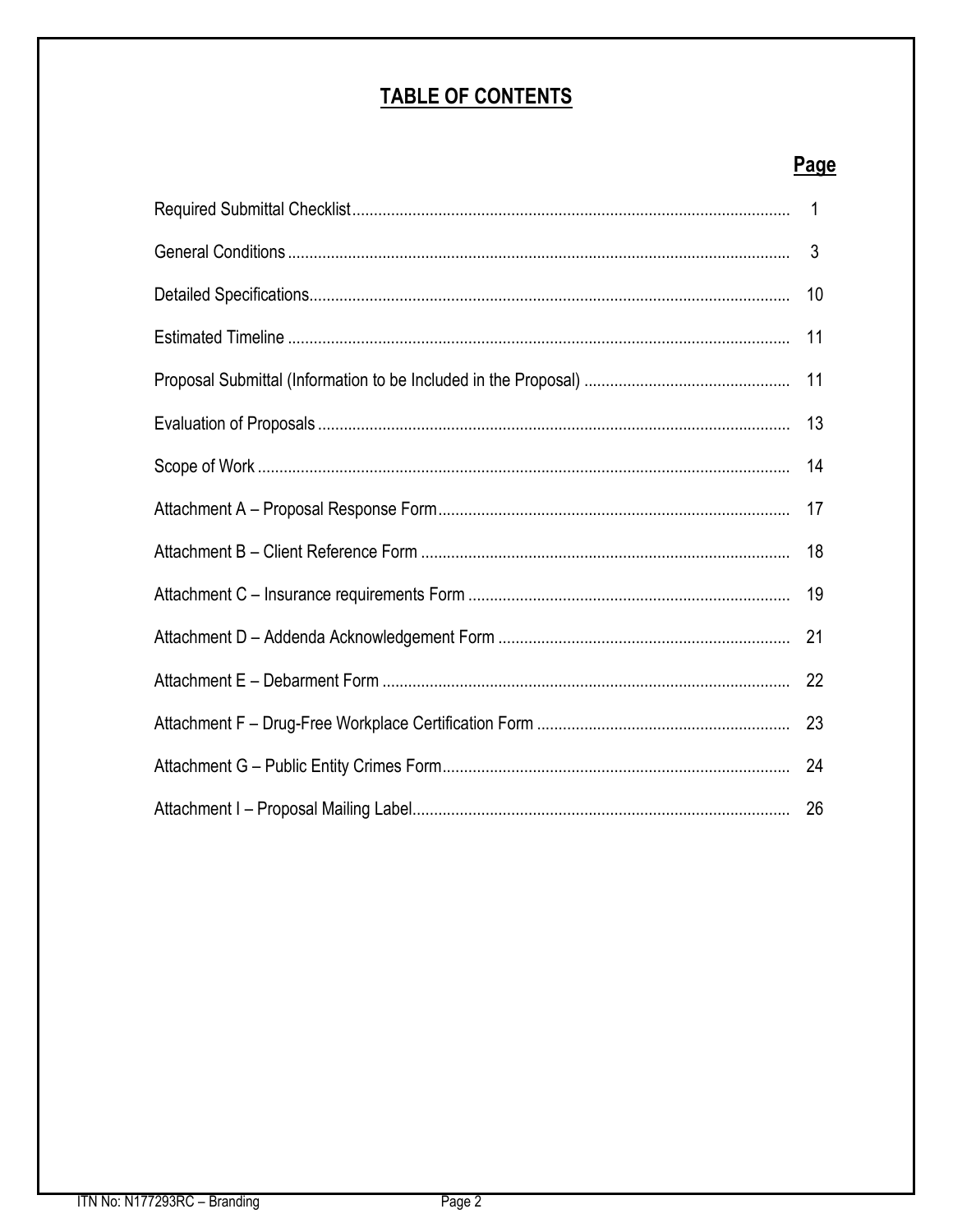# TABLE OF CONTENTS

| | Page |
|---|---|
| Required Submittal Checklist | 1 |
| General Conditions | 3 |
| Detailed Specifications | 10 |
| Estimated Timeline | 11 |
| Proposal Submittal (Information to be Included in the Proposal) | 11 |
| Evaluation of Proposals | 13 |
| Scope of Work | 14 |
| Attachment A – Proposal Response Form | 17 |
| Attachment B – Client Reference Form | 18 |
| Attachment C – Insurance requirements Form | 19 |
| Attachment D – Addenda Acknowledgement Form | 21 |
| Attachment E – Debarment Form | 22 |
| Attachment F – Drug-Free Workplace Certification Form | 23 |
| Attachment G – Public Entity Crimes Form | 24 |
| Attachment I – Proposal Mailing Label | 26 |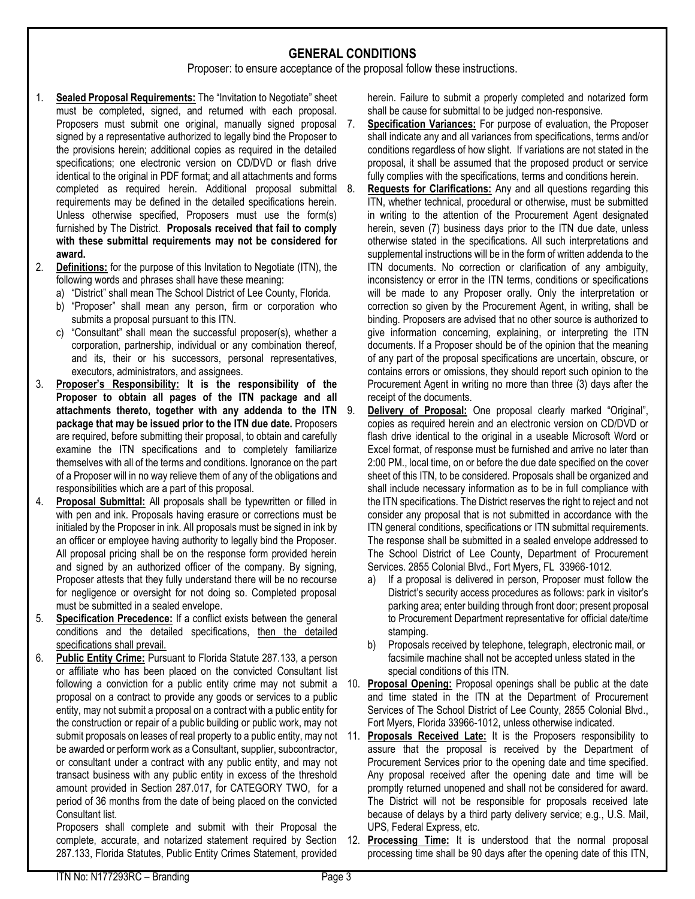## GENERAL CONDITIONS

Proposer: to ensure acceptance of the proposal follow these instructions.

1. **Sealed Proposal Requirements:** The "Invitation to Negotiate" sheet must be completed, signed, and returned with each proposal. Proposers must submit one original, manually signed proposal signed by a representative authorized to legally bind the Proposer to the provisions herein; additional copies as required in the detailed specifications; one electronic version on CD/DVD or flash drive identical to the original in PDF format; and all attachments and forms completed as required herein. Additional proposal submittal requirements may be defined in the detailed specifications herein. Unless otherwise specified, Proposers must use the form(s) furnished by The District. **Proposals received that fail to comply with these submittal requirements may not be considered for award.**
2. **Definitions:** for the purpose of this Invitation to Negotiate (ITN), the following words and phrases shall have these meaning:
   a) "District" shall mean The School District of Lee County, Florida.
   b) "Proposer" shall mean any person, firm or corporation who submits a proposal pursuant to this ITN.
   c) "Consultant" shall mean the successful proposer(s), whether a corporation, partnership, individual or any combination thereof, and its, their or his successors, personal representatives, executors, administrators, and assignees.
3. **Proposer's Responsibility: It is the responsibility of the Proposer to obtain all pages of the ITN package and all attachments thereto, together with any addenda to the ITN package that may be issued prior to the ITN due date.** Proposers are required, before submitting their proposal, to obtain and carefully examine the ITN specifications and to completely familiarize themselves with all of the terms and conditions. Ignorance on the part of a Proposer will in no way relieve them of any of the obligations and responsibilities which are a part of this proposal.
4. **Proposal Submittal:** All proposals shall be typewritten or filled in with pen and ink. Proposals having erasure or corrections must be initialed by the Proposer in ink. All proposals must be signed in ink by an officer or employee having authority to legally bind the Proposer. All proposal pricing shall be on the response form provided herein and signed by an authorized officer of the company. By signing, Proposer attests that they fully understand there will be no recourse for negligence or oversight for not doing so. Completed proposal must be submitted in a sealed envelope.
5. **Specification Precedence:** If a conflict exists between the general conditions and the detailed specifications, <u>then the detailed specifications shall prevail.</u>
6. **Public Entity Crime:** Pursuant to Florida Statute 287.133, a person or affiliate who has been placed on the convicted Consultant list following a conviction for a public entity crime may not submit a proposal on a contract to provide any goods or services to a public entity, may not submit a proposal on a contract with a public entity for the construction or repair of a public building or public work, may not submit proposals on leases of real property to a public entity, may not be awarded or perform work as a Consultant, supplier, subcontractor, or consultant under a contract with any public entity, and may not transact business with any public entity in excess of the threshold amount provided in Section 287.017, for CATEGORY TWO, for a period of 36 months from the date of being placed on the convicted Consultant list.

   Proposers shall complete and submit with their Proposal the complete, accurate, and notarized statement required by Section 287.133, Florida Statutes, Public Entity Crimes Statement, provided herein. Failure to submit a properly completed and notarized form shall be cause for submittal to be judged non-responsive.
7. **Specification Variances:** For purpose of evaluation, the Proposer shall indicate any and all variances from specifications, terms and/or conditions regardless of how slight. If variations are not stated in the proposal, it shall be assumed that the proposed product or service fully complies with the specifications, terms and conditions herein.
8. **Requests for Clarifications:** Any and all questions regarding this ITN, whether technical, procedural or otherwise, must be submitted in writing to the attention of the Procurement Agent designated herein, seven (7) business days prior to the ITN due date, unless otherwise stated in the specifications. All such interpretations and supplemental instructions will be in the form of written addenda to the ITN documents. No correction or clarification of any ambiguity, inconsistency or error in the ITN terms, conditions or specifications will be made to any Proposer orally. Only the interpretation or correction so given by the Procurement Agent, in writing, shall be binding. Proposers are advised that no other source is authorized to give information concerning, explaining, or interpreting the ITN documents. If a Proposer should be of the opinion that the meaning of any part of the proposal specifications are uncertain, obscure, or contains errors or omissions, they should report such opinion to the Procurement Agent in writing no more than three (3) days after the receipt of the documents.
9. **Delivery of Proposal:** One proposal clearly marked "Original", copies as required herein and an electronic version on CD/DVD or flash drive identical to the original in a useable Microsoft Word or Excel format, of response must be furnished and arrive no later than 2:00 PM., local time, on or before the due date specified on the cover sheet of this ITN, to be considered. Proposals shall be organized and shall include necessary information as to be in full compliance with the ITN specifications. The District reserves the right to reject and not consider any proposal that is not submitted in accordance with the ITN general conditions, specifications or ITN submittal requirements. The response shall be submitted in a sealed envelope addressed to The School District of Lee County, Department of Procurement Services. 2855 Colonial Blvd., Fort Myers, FL 33966-1012.
   a) If a proposal is delivered in person, Proposer must follow the District's security access procedures as follows: park in visitor's parking area; enter building through front door; present proposal to Procurement Department representative for official date/time stamping.
   b) Proposals received by telephone, telegraph, electronic mail, or facsimile machine shall not be accepted unless stated in the special conditions of this ITN.
10. **Proposal Opening:** Proposal openings shall be public at the date and time stated in the ITN at the Department of Procurement Services of The School District of Lee County, 2855 Colonial Blvd., Fort Myers, Florida 33966-1012, unless otherwise indicated.
11. **Proposals Received Late:** It is the Proposers responsibility to assure that the proposal is received by the Department of Procurement Services prior to the opening date and time specified. Any proposal received after the opening date and time will be promptly returned unopened and shall not be considered for award. The District will not be responsible for proposals received late because of delays by a third party delivery service; e.g., U.S. Mail, UPS, Federal Express, etc.
12. **Processing Time:** It is understood that the normal proposal processing time shall be 90 days after the opening date of this ITN,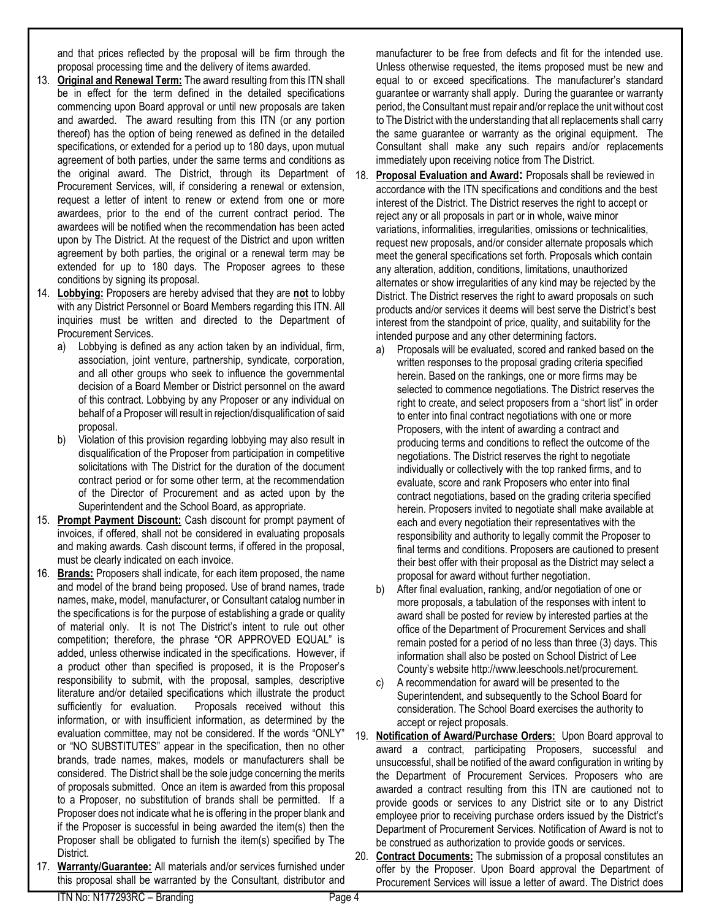and that prices reflected by the proposal will be firm through the proposal processing time and the delivery of items awarded.

13. **Original and Renewal Term:** The award resulting from this ITN shall be in effect for the term defined in the detailed specifications commencing upon Board approval or until new proposals are taken and awarded. The award resulting from this ITN (or any portion thereof) has the option of being renewed as defined in the detailed specifications, or extended for a period up to 180 days, upon mutual agreement of both parties, under the same terms and conditions as the original award. The District, through its Department of Procurement Services, will, if considering a renewal or extension, request a letter of intent to renew or extend from one or more awardees, prior to the end of the current contract period. The awardees will be notified when the recommendation has been acted upon by The District. At the request of the District and upon written agreement by both parties, the original or a renewal term may be extended for up to 180 days. The Proposer agrees to these conditions by signing its proposal.

14. **Lobbying:** Proposers are hereby advised that they are **not** to lobby with any District Personnel or Board Members regarding this ITN. All inquiries must be written and directed to the Department of Procurement Services.
    a) Lobbying is defined as any action taken by an individual, firm, association, joint venture, partnership, syndicate, corporation, and all other groups who seek to influence the governmental decision of a Board Member or District personnel on the award of this contract. Lobbying by any Proposer or any individual on behalf of a Proposer will result in rejection/disqualification of said proposal.
    b) Violation of this provision regarding lobbying may also result in disqualification of the Proposer from participation in competitive solicitations with The District for the duration of the document contract period or for some other term, at the recommendation of the Director of Procurement and as acted upon by the Superintendent and the School Board, as appropriate.

15. **Prompt Payment Discount:** Cash discount for prompt payment of invoices, if offered, shall not be considered in evaluating proposals and making awards. Cash discount terms, if offered in the proposal, must be clearly indicated on each invoice.

16. **Brands:** Proposers shall indicate, for each item proposed, the name and model of the brand being proposed. Use of brand names, trade names, make, model, manufacturer, or Consultant catalog number in the specifications is for the purpose of establishing a grade or quality of material only. It is not The District's intent to rule out other competition; therefore, the phrase "OR APPROVED EQUAL" is added, unless otherwise indicated in the specifications. However, if a product other than specified is proposed, it is the Proposer's responsibility to submit, with the proposal, samples, descriptive literature and/or detailed specifications which illustrate the product sufficiently for evaluation. Proposals received without this information, or with insufficient information, as determined by the evaluation committee, may not be considered. If the words "ONLY" or "NO SUBSTITUTES" appear in the specification, then no other brands, trade names, makes, models or manufacturers shall be considered. The District shall be the sole judge concerning the merits of proposals submitted. Once an item is awarded from this proposal to a Proposer, no substitution of brands shall be permitted. If a Proposer does not indicate what he is offering in the proper blank and if the Proposer is successful in being awarded the item(s) then the Proposer shall be obligated to furnish the item(s) specified by The District.

17. **Warranty/Guarantee:** All materials and/or services furnished under this proposal shall be warranted by the Consultant, distributor and manufacturer to be free from defects and fit for the intended use. Unless otherwise requested, the items proposed must be new and equal to or exceed specifications. The manufacturer's standard guarantee or warranty shall apply. During the guarantee or warranty period, the Consultant must repair and/or replace the unit without cost to The District with the understanding that all replacements shall carry the same guarantee or warranty as the original equipment. The Consultant shall make any such repairs and/or replacements immediately upon receiving notice from The District.

18. **Proposal Evaluation and Award:** Proposals shall be reviewed in accordance with the ITN specifications and conditions and the best interest of the District. The District reserves the right to accept or reject any or all proposals in part or in whole, waive minor variations, informalities, irregularities, omissions or technicalities, request new proposals, and/or consider alternate proposals which meet the general specifications set forth. Proposals which contain any alteration, addition, conditions, limitations, unauthorized alternates or show irregularities of any kind may be rejected by the District. The District reserves the right to award proposals on such products and/or services it deems will best serve the District's best interest from the standpoint of price, quality, and suitability for the intended purpose and any other determining factors.
    a) Proposals will be evaluated, scored and ranked based on the written responses to the proposal grading criteria specified herein. Based on the rankings, one or more firms may be selected to commence negotiations. The District reserves the right to create, and select proposers from a "short list" in order to enter into final contract negotiations with one or more Proposers, with the intent of awarding a contract and producing terms and conditions to reflect the outcome of the negotiations. The District reserves the right to negotiate individually or collectively with the top ranked firms, and to evaluate, score and rank Proposers who enter into final contract negotiations, based on the grading criteria specified herein. Proposers invited to negotiate shall make available at each and every negotiation their representatives with the responsibility and authority to legally commit the Proposer to final terms and conditions. Proposers are cautioned to present their best offer with their proposal as the District may select a proposal for award without further negotiation.
    b) After final evaluation, ranking, and/or negotiation of one or more proposals, a tabulation of the responses with intent to award shall be posted for review by interested parties at the office of the Department of Procurement Services and shall remain posted for a period of no less than three (3) days. This information shall also be posted on School District of Lee County's website http://www.leeschools.net/procurement.
    c) A recommendation for award will be presented to the Superintendent, and subsequently to the School Board for consideration. The School Board exercises the authority to accept or reject proposals.

19. **Notification of Award/Purchase Orders:** Upon Board approval to award a contract, participating Proposers, successful and unsuccessful, shall be notified of the award configuration in writing by the Department of Procurement Services. Proposers who are awarded a contract resulting from this ITN are cautioned not to provide goods or services to any District site or to any District employee prior to receiving purchase orders issued by the District's Department of Procurement Services. Notification of Award is not to be construed as authorization to provide goods or services.

20. **Contract Documents:** The submission of a proposal constitutes an offer by the Proposer. Upon Board approval the Department of Procurement Services will issue a letter of award. The District does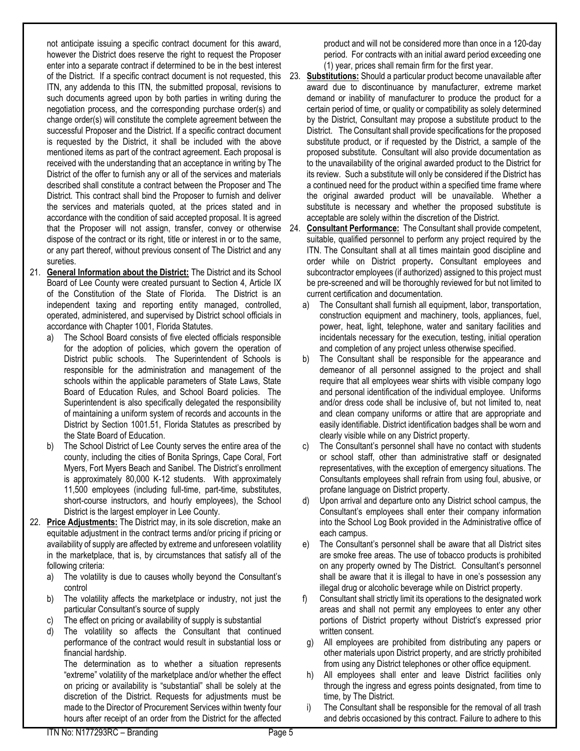not anticipate issuing a specific contract document for this award, however the District does reserve the right to request the Proposer enter into a separate contract if determined to be in the best interest of the District. If a specific contract document is not requested, this ITN, any addenda to this ITN, the submitted proposal, revisions to such documents agreed upon by both parties in writing during the negotiation process, and the corresponding purchase order(s) and change order(s) will constitute the complete agreement between the successful Proposer and the District. If a specific contract document is requested by the District, it shall be included with the above mentioned items as part of the contract agreement. Each proposal is received with the understanding that an acceptance in writing by The District of the offer to furnish any or all of the services and materials described shall constitute a contract between the Proposer and The District. This contract shall bind the Proposer to furnish and deliver the services and materials quoted, at the prices stated and in accordance with the condition of said accepted proposal. It is agreed that the Proposer will not assign, transfer, convey or otherwise dispose of the contract or its right, title or interest in or to the same, or any part thereof, without previous consent of The District and any sureties.

21. **General Information about the District:** The District and its School Board of Lee County were created pursuant to Section 4, Article IX of the Constitution of the State of Florida. The District is an independent taxing and reporting entity managed, controlled, operated, administered, and supervised by District school officials in accordance with Chapter 1001, Florida Statutes.
    a) The School Board consists of five elected officials responsible for the adoption of policies, which govern the operation of District public schools. The Superintendent of Schools is responsible for the administration and management of the schools within the applicable parameters of State Laws, State Board of Education Rules, and School Board policies. The Superintendent is also specifically delegated the responsibility of maintaining a uniform system of records and accounts in the District by Section 1001.51, Florida Statutes as prescribed by the State Board of Education.
    b) The School District of Lee County serves the entire area of the county, including the cities of Bonita Springs, Cape Coral, Fort Myers, Fort Myers Beach and Sanibel. The District's enrollment is approximately 80,000 K-12 students. With approximately 11,500 employees (including full-time, part-time, substitutes, short-course instructors, and hourly employees), the School District is the largest employer in Lee County.
22. **Price Adjustments:** The District may, in its sole discretion, make an equitable adjustment in the contract terms and/or pricing if pricing or availability of supply are affected by extreme and unforeseen volatility in the marketplace, that is, by circumstances that satisfy all of the following criteria:
    a) The volatility is due to causes wholly beyond the Consultant's control
    b) The volatility affects the marketplace or industry, not just the particular Consultant's source of supply
    c) The effect on pricing or availability of supply is substantial
    d) The volatility so affects the Consultant that continued performance of the contract would result in substantial loss or financial hardship.

    The determination as to whether a situation represents "extreme" volatility of the marketplace and/or whether the effect on pricing or availability is "substantial" shall be solely at the discretion of the District. Requests for adjustments must be made to the Director of Procurement Services within twenty four hours after receipt of an order from the District for the affected product and will not be considered more than once in a 120-day period. For contracts with an initial award period exceeding one (1) year, prices shall remain firm for the first year.
23. **Substitutions:** Should a particular product become unavailable after award due to discontinuance by manufacturer, extreme market demand or inability of manufacturer to produce the product for a certain period of time, or quality or compatibility as solely determined by the District, Consultant may propose a substitute product to the District. The Consultant shall provide specifications for the proposed substitute product, or if requested by the District, a sample of the proposed substitute. Consultant will also provide documentation as to the unavailability of the original awarded product to the District for its review. Such a substitute will only be considered if the District has a continued need for the product within a specified time frame where the original awarded product will be unavailable. Whether a substitute is necessary and whether the proposed substitute is acceptable are solely within the discretion of the District.
24. **Consultant Performance:** The Consultant shall provide competent, suitable, qualified personnel to perform any project required by the ITN. The Consultant shall at all times maintain good discipline and order while on District property**.** Consultant employees and subcontractor employees (if authorized) assigned to this project must be pre-screened and will be thoroughly reviewed for but not limited to current certification and documentation.
    a) The Consultant shall furnish all equipment, labor, transportation, construction equipment and machinery, tools, appliances, fuel, power, heat, light, telephone, water and sanitary facilities and incidentals necessary for the execution, testing, initial operation and completion of any project unless otherwise specified.
    b) The Consultant shall be responsible for the appearance and demeanor of all personnel assigned to the project and shall require that all employees wear shirts with visible company logo and personal identification of the individual employee. Uniforms and/or dress code shall be inclusive of, but not limited to, neat and clean company uniforms or attire that are appropriate and easily identifiable. District identification badges shall be worn and clearly visible while on any District property.
    c) The Consultant's personnel shall have no contact with students or school staff, other than administrative staff or designated representatives, with the exception of emergency situations. The Consultants employees shall refrain from using foul, abusive, or profane language on District property.
    d) Upon arrival and departure onto any District school campus, the Consultant's employees shall enter their company information into the School Log Book provided in the Administrative office of each campus.
    e) The Consultant's personnel shall be aware that all District sites are smoke free areas. The use of tobacco products is prohibited on any property owned by The District. Consultant's personnel shall be aware that it is illegal to have in one's possession any illegal drug or alcoholic beverage while on District property.
    f) Consultant shall strictly limit its operations to the designated work areas and shall not permit any employees to enter any other portions of District property without District's expressed prior written consent.
    g) All employees are prohibited from distributing any papers or other materials upon District property, and are strictly prohibited from using any District telephones or other office equipment.
    h) All employees shall enter and leave District facilities only through the ingress and egress points designated, from time to time, by The District.
    i) The Consultant shall be responsible for the removal of all trash and debris occasioned by this contract. Failure to adhere to this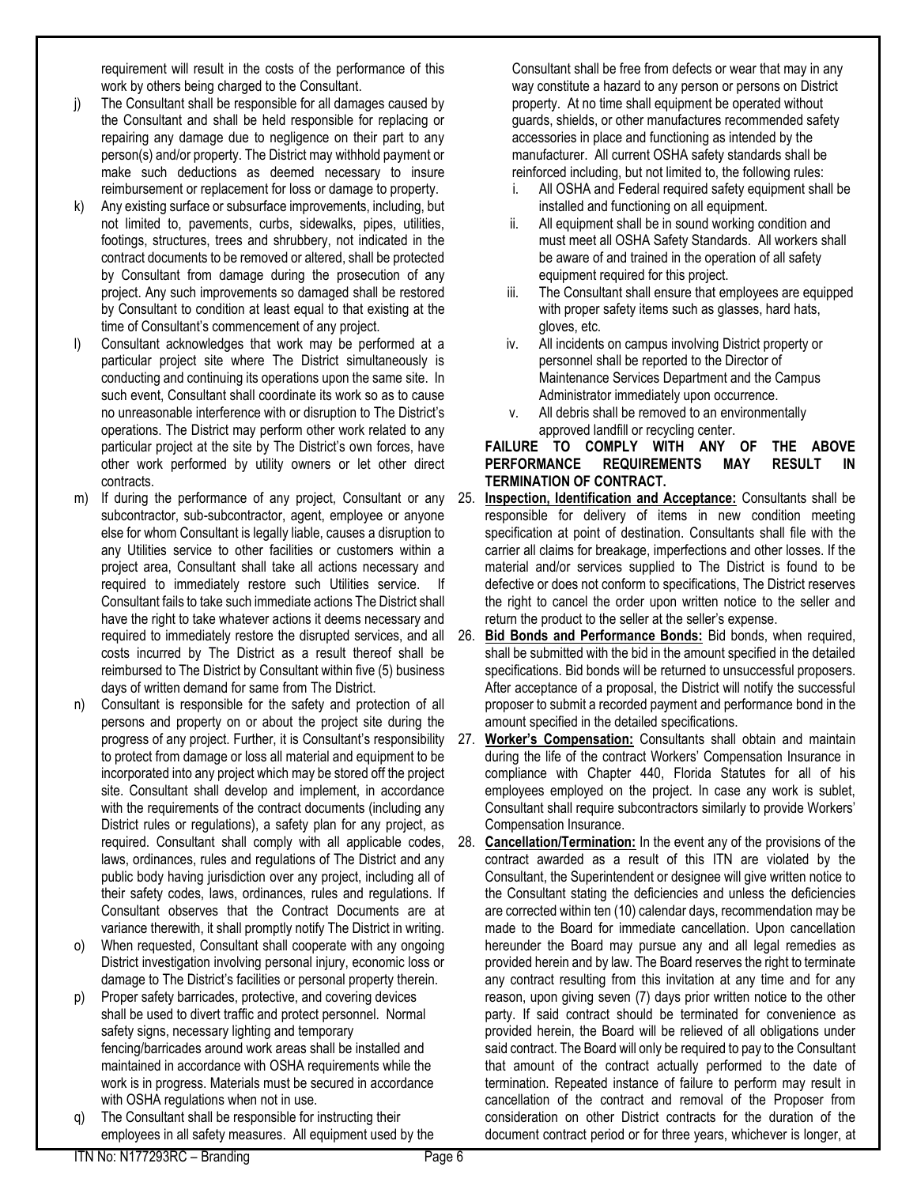requirement will result in the costs of the performance of this work by others being charged to the Consultant.

j) The Consultant shall be responsible for all damages caused by the Consultant and shall be held responsible for replacing or repairing any damage due to negligence on their part to any person(s) and/or property. The District may withhold payment or make such deductions as deemed necessary to insure reimbursement or replacement for loss or damage to property.

k) Any existing surface or subsurface improvements, including, but not limited to, pavements, curbs, sidewalks, pipes, utilities, footings, structures, trees and shrubbery, not indicated in the contract documents to be removed or altered, shall be protected by Consultant from damage during the prosecution of any project. Any such improvements so damaged shall be restored by Consultant to condition at least equal to that existing at the time of Consultant's commencement of any project.

l) Consultant acknowledges that work may be performed at a particular project site where The District simultaneously is conducting and continuing its operations upon the same site. In such event, Consultant shall coordinate its work so as to cause no unreasonable interference with or disruption to The District's operations. The District may perform other work related to any particular project at the site by The District's own forces, have other work performed by utility owners or let other direct contracts.

m) If during the performance of any project, Consultant or any subcontractor, sub-subcontractor, agent, employee or anyone else for whom Consultant is legally liable, causes a disruption to any Utilities service to other facilities or customers within a project area, Consultant shall take all actions necessary and required to immediately restore such Utilities service. If Consultant fails to take such immediate actions The District shall have the right to take whatever actions it deems necessary and required to immediately restore the disrupted services, and all costs incurred by The District as a result thereof shall be reimbursed to The District by Consultant within five (5) business days of written demand for same from The District.

n) Consultant is responsible for the safety and protection of all persons and property on or about the project site during the progress of any project. Further, it is Consultant's responsibility to protect from damage or loss all material and equipment to be incorporated into any project which may be stored off the project site. Consultant shall develop and implement, in accordance with the requirements of the contract documents (including any District rules or regulations), a safety plan for any project, as required. Consultant shall comply with all applicable codes, laws, ordinances, rules and regulations of The District and any public body having jurisdiction over any project, including all of their safety codes, laws, ordinances, rules and regulations. If Consultant observes that the Contract Documents are at variance therewith, it shall promptly notify The District in writing.

o) When requested, Consultant shall cooperate with any ongoing District investigation involving personal injury, economic loss or damage to The District's facilities or personal property therein.

p) Proper safety barricades, protective, and covering devices shall be used to divert traffic and protect personnel. Normal safety signs, necessary lighting and temporary fencing/barricades around work areas shall be installed and maintained in accordance with OSHA requirements while the work is in progress. Materials must be secured in accordance with OSHA regulations when not in use.

q) The Consultant shall be responsible for instructing their employees in all safety measures. All equipment used by the Consultant shall be free from defects or wear that may in any way constitute a hazard to any person or persons on District property. At no time shall equipment be operated without guards, shields, or other manufactures recommended safety accessories in place and functioning as intended by the manufacturer. All current OSHA safety standards shall be reinforced including, but not limited to, the following rules:

   i. All OSHA and Federal required safety equipment shall be installed and functioning on all equipment.
   ii. All equipment shall be in sound working condition and must meet all OSHA Safety Standards. All workers shall be aware of and trained in the operation of all safety equipment required for this project.
   iii. The Consultant shall ensure that employees are equipped with proper safety items such as glasses, hard hats, gloves, etc.
   iv. All incidents on campus involving District property or personnel shall be reported to the Director of Maintenance Services Department and the Campus Administrator immediately upon occurrence.
   v. All debris shall be removed to an environmentally approved landfill or recycling center.

**FAILURE TO COMPLY WITH ANY OF THE ABOVE PERFORMANCE REQUIREMENTS MAY RESULT IN TERMINATION OF CONTRACT.**

25. **Inspection, Identification and Acceptance:** Consultants shall be responsible for delivery of items in new condition meeting specification at point of destination. Consultants shall file with the carrier all claims for breakage, imperfections and other losses. If the material and/or services supplied to The District is found to be defective or does not conform to specifications, The District reserves the right to cancel the order upon written notice to the seller and return the product to the seller at the seller's expense.

26. **Bid Bonds and Performance Bonds:** Bid bonds, when required, shall be submitted with the bid in the amount specified in the detailed specifications. Bid bonds will be returned to unsuccessful proposers. After acceptance of a proposal, the District will notify the successful proposer to submit a recorded payment and performance bond in the amount specified in the detailed specifications.

27. **Worker's Compensation:** Consultants shall obtain and maintain during the life of the contract Workers' Compensation Insurance in compliance with Chapter 440, Florida Statutes for all of his employees employed on the project. In case any work is sublet, Consultant shall require subcontractors similarly to provide Workers' Compensation Insurance.

28. **Cancellation/Termination:** In the event any of the provisions of the contract awarded as a result of this ITN are violated by the Consultant, the Superintendent or designee will give written notice to the Consultant stating the deficiencies and unless the deficiencies are corrected within ten (10) calendar days, recommendation may be made to the Board for immediate cancellation. Upon cancellation hereunder the Board may pursue any and all legal remedies as provided herein and by law. The Board reserves the right to terminate any contract resulting from this invitation at any time and for any reason, upon giving seven (7) days prior written notice to the other party. If said contract should be terminated for convenience as provided herein, the Board will be relieved of all obligations under said contract. The Board will only be required to pay to the Consultant that amount of the contract actually performed to the date of termination. Repeated instance of failure to perform may result in cancellation of the contract and removal of the Proposer from consideration on other District contracts for the duration of the document contract period or for three years, whichever is longer, at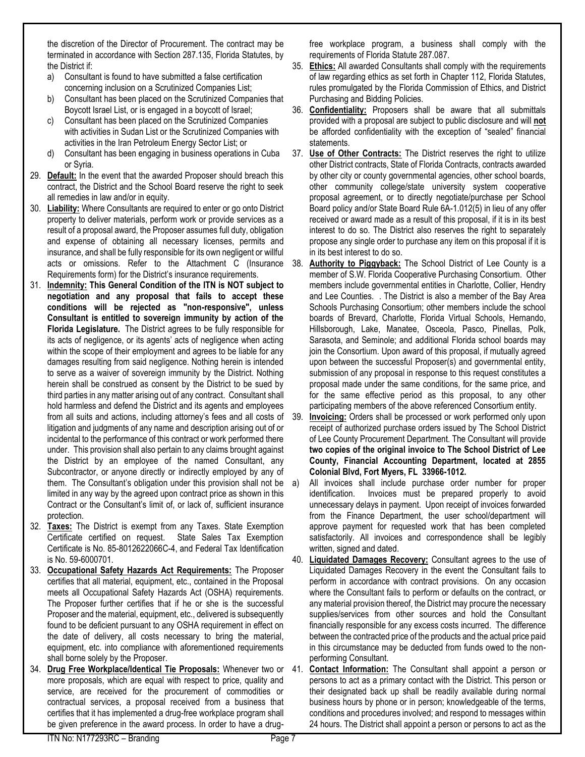the discretion of the Director of Procurement. The contract may be terminated in accordance with Section 287.135, Florida Statutes, by the District if:

a) Consultant is found to have submitted a false certification concerning inclusion on a Scrutinized Companies List;
b) Consultant has been placed on the Scrutinized Companies that Boycott Israel List, or is engaged in a boycott of Israel;
c) Consultant has been placed on the Scrutinized Companies with activities in Sudan List or the Scrutinized Companies with activities in the Iran Petroleum Energy Sector List; or
d) Consultant has been engaging in business operations in Cuba or Syria.

29. **Default:** In the event that the awarded Proposer should breach this contract, the District and the School Board reserve the right to seek all remedies in law and/or in equity.
30. **Liability:** Where Consultants are required to enter or go onto District property to deliver materials, perform work or provide services as a result of a proposal award, the Proposer assumes full duty, obligation and expense of obtaining all necessary licenses, permits and insurance, and shall be fully responsible for its own negligent or willful acts or omissions. Refer to the Attachment C (Insurance Requirements form) for the District's insurance requirements.
31. **Indemnity: This General Condition of the ITN is NOT subject to negotiation and any proposal that fails to accept these conditions will be rejected as "non-responsive", unless Consultant is entitled to sovereign immunity by action of the Florida Legislature.** The District agrees to be fully responsible for its acts of negligence, or its agents' acts of negligence when acting within the scope of their employment and agrees to be liable for any damages resulting from said negligence. Nothing herein is intended to serve as a waiver of sovereign immunity by the District. Nothing herein shall be construed as consent by the District to be sued by third parties in any matter arising out of any contract. Consultant shall hold harmless and defend the District and its agents and employees from all suits and actions, including attorney's fees and all costs of litigation and judgments of any name and description arising out of or incidental to the performance of this contract or work performed there under. This provision shall also pertain to any claims brought against the District by an employee of the named Consultant, any Subcontractor, or anyone directly or indirectly employed by any of them. The Consultant's obligation under this provision shall not be limited in any way by the agreed upon contract price as shown in this Contract or the Consultant's limit of, or lack of, sufficient insurance protection.
32. **Taxes:** The District is exempt from any Taxes. State Exemption Certificate certified on request. State Sales Tax Exemption Certificate is No. 85-8012622066C-4, and Federal Tax Identification is No. 59-6000701.
33. **Occupational Safety Hazards Act Requirements:** The Proposer certifies that all material, equipment, etc., contained in the Proposal meets all Occupational Safety Hazards Act (OSHA) requirements. The Proposer further certifies that if he or she is the successful Proposer and the material, equipment, etc., delivered is subsequently found to be deficient pursuant to any OSHA requirement in effect on the date of delivery, all costs necessary to bring the material, equipment, etc. into compliance with aforementioned requirements shall borne solely by the Proposer.
34. **Drug Free Workplace/Identical Tie Proposals:** Whenever two or more proposals, which are equal with respect to price, quality and service, are received for the procurement of commodities or contractual services, a proposal received from a business that certifies that it has implemented a drug-free workplace program shall be given preference in the award process. In order to have a drug-free workplace program, a business shall comply with the requirements of Florida Statute 287.087.
35. **Ethics:** All awarded Consultants shall comply with the requirements of law regarding ethics as set forth in Chapter 112, Florida Statutes, rules promulgated by the Florida Commission of Ethics, and District Purchasing and Bidding Policies.
36. **Confidentiality:** Proposers shall be aware that all submittals provided with a proposal are subject to public disclosure and will **not** be afforded confidentiality with the exception of "sealed" financial statements.
37. **Use of Other Contracts:** The District reserves the right to utilize other District contracts, State of Florida Contracts, contracts awarded by other city or county governmental agencies, other school boards, other community college/state university system cooperative proposal agreement, or to directly negotiate/purchase per School Board policy and/or State Board Rule 6A-1.012(5) in lieu of any offer received or award made as a result of this proposal, if it is in its best interest to do so. The District also reserves the right to separately propose any single order to purchase any item on this proposal if it is in its best interest to do so.
38. **Authority to Piggyback:** The School District of Lee County is a member of S.W. Florida Cooperative Purchasing Consortium. Other members include governmental entities in Charlotte, Collier, Hendry and Lee Counties. . The District is also a member of the Bay Area Schools Purchasing Consortium; other members include the school boards of Brevard, Charlotte, Florida Virtual Schools, Hernando, Hillsborough, Lake, Manatee, Osceola, Pasco, Pinellas, Polk, Sarasota, and Seminole; and additional Florida school boards may join the Consortium. Upon award of this proposal, if mutually agreed upon between the successful Proposer(s) and governmental entity, submission of any proposal in response to this request constitutes a proposal made under the same conditions, for the same price, and for the same effective period as this proposal, to any other participating members of the above referenced Consortium entity.
39. **Invoicing:** Orders shall be processed or work performed only upon receipt of authorized purchase orders issued by The School District of Lee County Procurement Department. The Consultant will provide **two copies of the original invoice to The School District of Lee County, Financial Accounting Department, located at 2855 Colonial Blvd, Fort Myers, FL 33966-1012.**

a) All invoices shall include purchase order number for proper identification. Invoices must be prepared properly to avoid unnecessary delays in payment. Upon receipt of invoices forwarded from the Finance Department, the user school/department will approve payment for requested work that has been completed satisfactorily. All invoices and correspondence shall be legibly written, signed and dated.

40. **Liquidated Damages Recovery:** Consultant agrees to the use of Liquidated Damages Recovery in the event the Consultant fails to perform in accordance with contract provisions. On any occasion where the Consultant fails to perform or defaults on the contract, or any material provision thereof, the District may procure the necessary supplies/services from other sources and hold the Consultant financially responsible for any excess costs incurred. The difference between the contracted price of the products and the actual price paid in this circumstance may be deducted from funds owed to the non-performing Consultant.
41. **Contact Information:** The Consultant shall appoint a person or persons to act as a primary contact with the District. This person or their designated back up shall be readily available during normal business hours by phone or in person; knowledgeable of the terms, conditions and procedures involved; and respond to messages within 24 hours. The District shall appoint a person or persons to act as the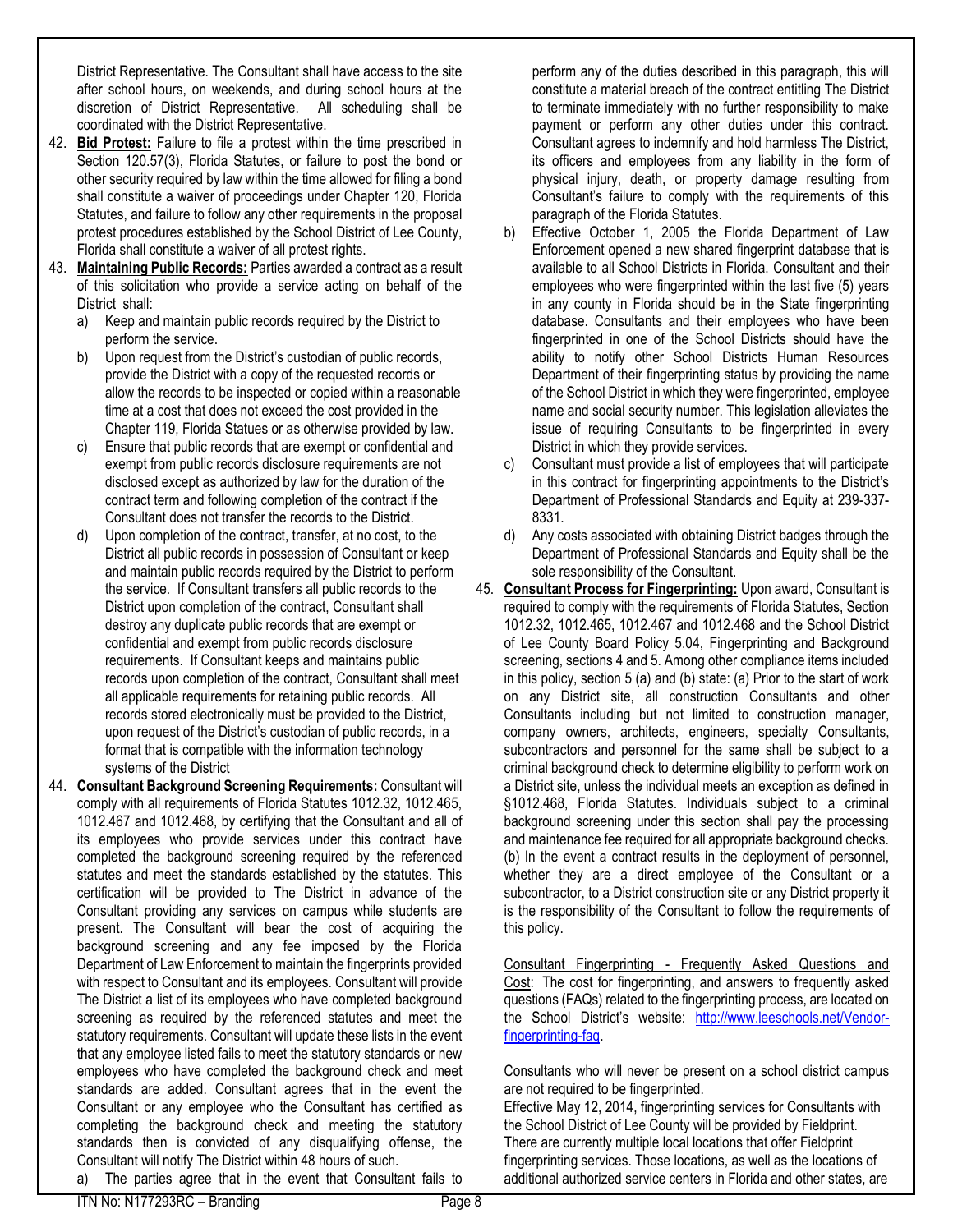District Representative. The Consultant shall have access to the site after school hours, on weekends, and during school hours at the discretion of District Representative. All scheduling shall be coordinated with the District Representative.

42. **Bid Protest:** Failure to file a protest within the time prescribed in Section 120.57(3), Florida Statutes, or failure to post the bond or other security required by law within the time allowed for filing a bond shall constitute a waiver of proceedings under Chapter 120, Florida Statutes, and failure to follow any other requirements in the proposal protest procedures established by the School District of Lee County, Florida shall constitute a waiver of all protest rights.

43. **Maintaining Public Records:** Parties awarded a contract as a result of this solicitation who provide a service acting on behalf of the District shall:
    a) Keep and maintain public records required by the District to perform the service.
    b) Upon request from the District's custodian of public records, provide the District with a copy of the requested records or allow the records to be inspected or copied within a reasonable time at a cost that does not exceed the cost provided in the Chapter 119, Florida Statues or as otherwise provided by law.
    c) Ensure that public records that are exempt or confidential and exempt from public records disclosure requirements are not disclosed except as authorized by law for the duration of the contract term and following completion of the contract if the Consultant does not transfer the records to the District.
    d) Upon completion of the contract, transfer, at no cost, to the District all public records in possession of Consultant or keep and maintain public records required by the District to perform the service. If Consultant transfers all public records to the District upon completion of the contract, Consultant shall destroy any duplicate public records that are exempt or confidential and exempt from public records disclosure requirements. If Consultant keeps and maintains public records upon completion of the contract, Consultant shall meet all applicable requirements for retaining public records. All records stored electronically must be provided to the District, upon request of the District's custodian of public records, in a format that is compatible with the information technology systems of the District

44. **Consultant Background Screening Requirements:** Consultant will comply with all requirements of Florida Statutes 1012.32, 1012.465, 1012.467 and 1012.468, by certifying that the Consultant and all of its employees who provide services under this contract have completed the background screening required by the referenced statutes and meet the standards established by the statutes. This certification will be provided to The District in advance of the Consultant providing any services on campus while students are present. The Consultant will bear the cost of acquiring the background screening and any fee imposed by the Florida Department of Law Enforcement to maintain the fingerprints provided with respect to Consultant and its employees. Consultant will provide The District a list of its employees who have completed background screening as required by the referenced statutes and meet the statutory requirements. Consultant will update these lists in the event that any employee listed fails to meet the statutory standards or new employees who have completed the background check and meet standards are added. Consultant agrees that in the event the Consultant or any employee who the Consultant has certified as completing the background check and meeting the statutory standards then is convicted of any disqualifying offense, the Consultant will notify The District within 48 hours of such.
    a) The parties agree that in the event that Consultant fails to perform any of the duties described in this paragraph, this will constitute a material breach of the contract entitling The District to terminate immediately with no further responsibility to make payment or perform any other duties under this contract. Consultant agrees to indemnify and hold harmless The District, its officers and employees from any liability in the form of physical injury, death, or property damage resulting from Consultant's failure to comply with the requirements of this paragraph of the Florida Statutes.
    b) Effective October 1, 2005 the Florida Department of Law Enforcement opened a new shared fingerprint database that is available to all School Districts in Florida. Consultant and their employees who were fingerprinted within the last five (5) years in any county in Florida should be in the State fingerprinting database. Consultants and their employees who have been fingerprinted in one of the School Districts should have the ability to notify other School Districts Human Resources Department of their fingerprinting status by providing the name of the School District in which they were fingerprinted, employee name and social security number. This legislation alleviates the issue of requiring Consultants to be fingerprinted in every District in which they provide services.
    c) Consultant must provide a list of employees that will participate in this contract for fingerprinting appointments to the District's Department of Professional Standards and Equity at 239-337-8331.
    d) Any costs associated with obtaining District badges through the Department of Professional Standards and Equity shall be the sole responsibility of the Consultant.

45. **Consultant Process for Fingerprinting:** Upon award, Consultant is required to comply with the requirements of Florida Statutes, Section 1012.32, 1012.465, 1012.467 and 1012.468 and the School District of Lee County Board Policy 5.04, Fingerprinting and Background screening, sections 4 and 5. Among other compliance items included in this policy, section 5 (a) and (b) state: (a) Prior to the start of work on any District site, all construction Consultants and other Consultants including but not limited to construction manager, company owners, architects, engineers, specialty Consultants, subcontractors and personnel for the same shall be subject to a criminal background check to determine eligibility to perform work on a District site, unless the individual meets an exception as defined in §1012.468, Florida Statutes. Individuals subject to a criminal background screening under this section shall pay the processing and maintenance fee required for all appropriate background checks. (b) In the event a contract results in the deployment of personnel, whether they are a direct employee of the Consultant or a subcontractor, to a District construction site or any District property it is the responsibility of the Consultant to follow the requirements of this policy.

    Consultant Fingerprinting - Frequently Asked Questions and Cost: The cost for fingerprinting, and answers to frequently asked questions (FAQs) related to the fingerprinting process, are located on the School District's website: http://www.leeschools.net/Vendor-fingerprinting-faq.

    Consultants who will never be present on a school district campus are not required to be fingerprinted.
    Effective May 12, 2014, fingerprinting services for Consultants with the School District of Lee County will be provided by Fieldprint. There are currently multiple local locations that offer Fieldprint fingerprinting services. Those locations, as well as the locations of additional authorized service centers in Florida and other states, are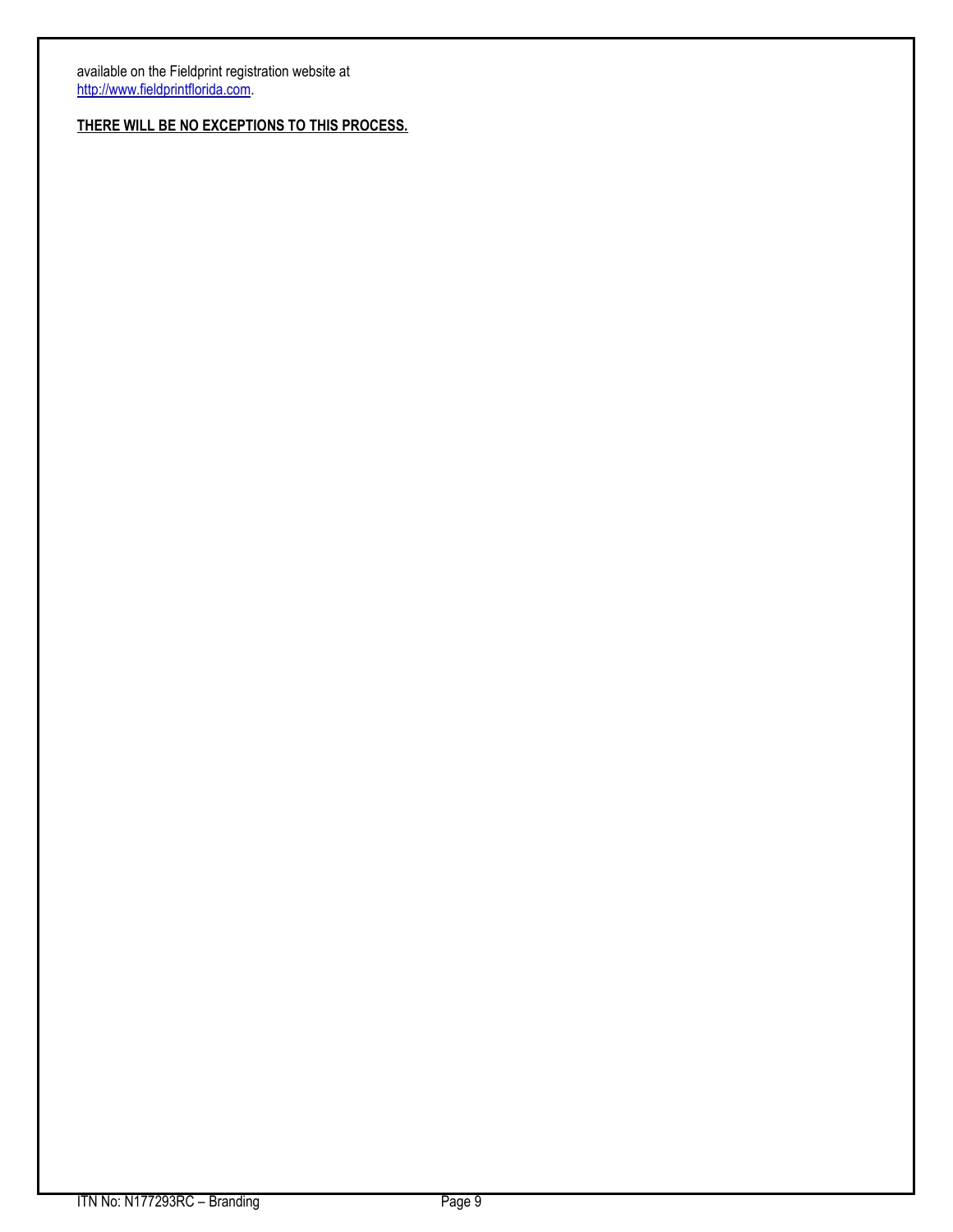available on the Fieldprint registration website at [http://www.fieldprintflorida.com](http://www.fieldprintflorida.com).

**THERE WILL BE NO EXCEPTIONS TO THIS PROCESS.**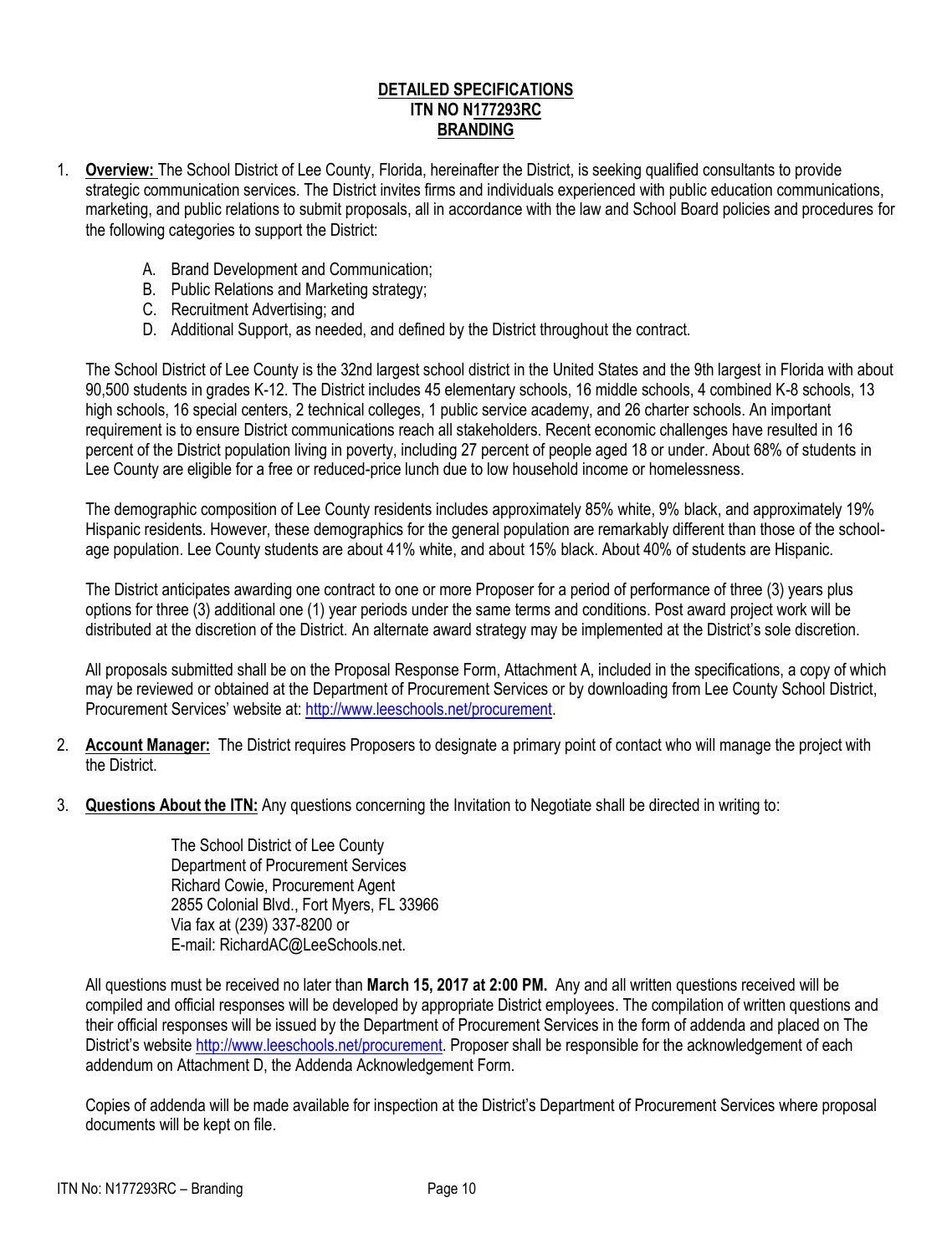**DETAILED SPECIFICATIONS**
**ITN NO N177293RC**
**BRANDING**

1. **Overview:** The School District of Lee County, Florida, hereinafter the District, is seeking qualified consultants to provide strategic communication services. The District invites firms and individuals experienced with public education communications, marketing, and public relations to submit proposals, all in accordance with the law and School Board policies and procedures for the following categories to support the District:

   A. Brand Development and Communication;
   B. Public Relations and Marketing strategy;
   C. Recruitment Advertising; and
   D. Additional Support, as needed, and defined by the District throughout the contract.

   The School District of Lee County is the 32nd largest school district in the United States and the 9th largest in Florida with about 90,500 students in grades K-12. The District includes 45 elementary schools, 16 middle schools, 4 combined K-8 schools, 13 high schools, 16 special centers, 2 technical colleges, 1 public service academy, and 26 charter schools. An important requirement is to ensure District communications reach all stakeholders. Recent economic challenges have resulted in 16 percent of the District population living in poverty, including 27 percent of people aged 18 or under. About 68% of students in Lee County are eligible for a free or reduced-price lunch due to low household income or homelessness.

   The demographic composition of Lee County residents includes approximately 85% white, 9% black, and approximately 19% Hispanic residents. However, these demographics for the general population are remarkably different than those of the school-age population. Lee County students are about 41% white, and about 15% black. About 40% of students are Hispanic.

   The District anticipates awarding one contract to one or more Proposer for a period of performance of three (3) years plus options for three (3) additional one (1) year periods under the same terms and conditions. Post award project work will be distributed at the discretion of the District. An alternate award strategy may be implemented at the District's sole discretion.

   All proposals submitted shall be on the Proposal Response Form, Attachment A, included in the specifications, a copy of which may be reviewed or obtained at the Department of Procurement Services or by downloading from Lee County School District, Procurement Services' website at: http://www.leeschools.net/procurement.

2. **Account Manager:** The District requires Proposers to designate a primary point of contact who will manage the project with the District.

3. **Questions About the ITN:** Any questions concerning the Invitation to Negotiate shall be directed in writing to:

   The School District of Lee County
   Department of Procurement Services
   Richard Cowie, Procurement Agent
   2855 Colonial Blvd., Fort Myers, FL 33966
   Via fax at (239) 337-8200 or
   E-mail: RichardAC@LeeSchools.net.

   All questions must be received no later than **March 15, 2017 at 2:00 PM.** Any and all written questions received will be compiled and official responses will be developed by appropriate District employees. The compilation of written questions and their official responses will be issued by the Department of Procurement Services in the form of addenda and placed on The District's website http://www.leeschools.net/procurement. Proposer shall be responsible for the acknowledgement of each addendum on Attachment D, the Addenda Acknowledgement Form.

   Copies of addenda will be made available for inspection at the District's Department of Procurement Services where proposal documents will be kept on file.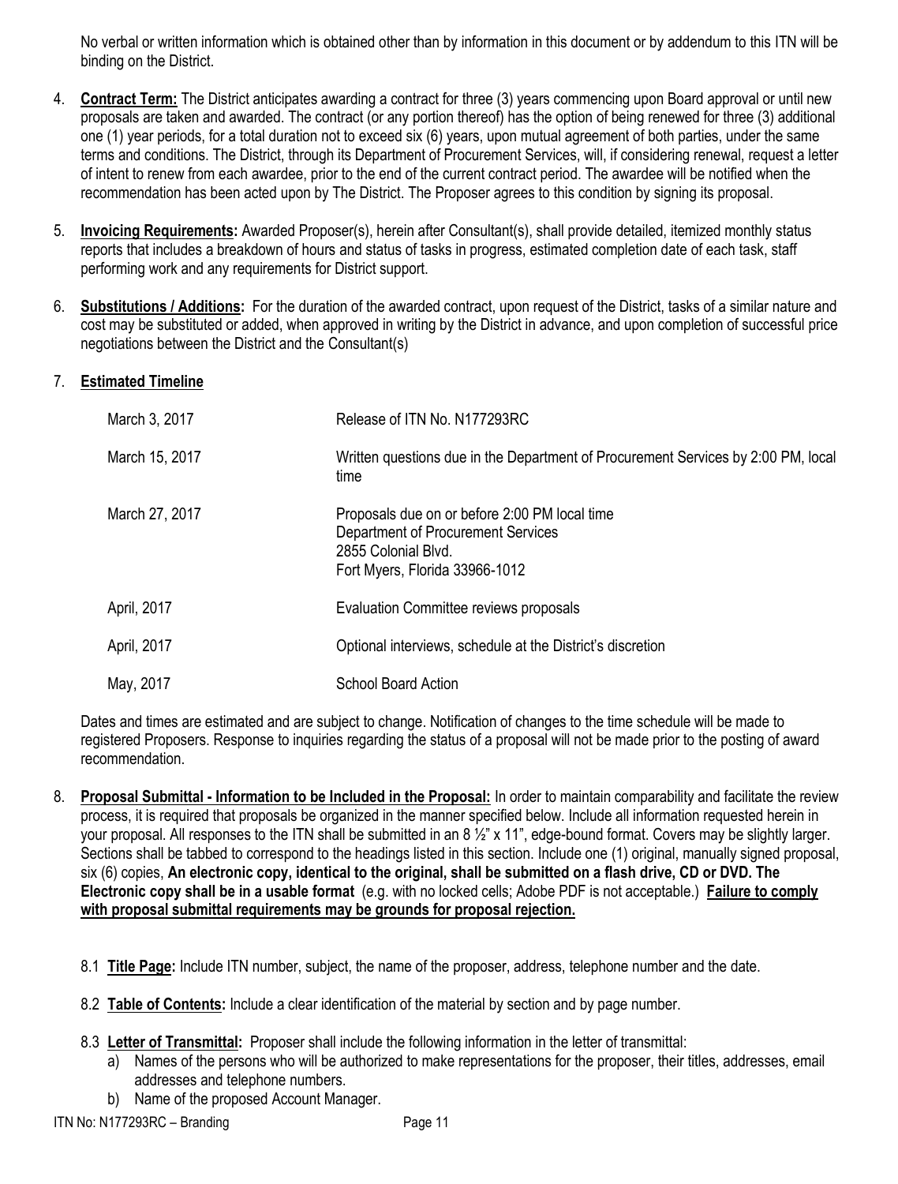No verbal or written information which is obtained other than by information in this document or by addendum to this ITN will be binding on the District.

4. **Contract Term:** The District anticipates awarding a contract for three (3) years commencing upon Board approval or until new proposals are taken and awarded. The contract (or any portion thereof) has the option of being renewed for three (3) additional one (1) year periods, for a total duration not to exceed six (6) years, upon mutual agreement of both parties, under the same terms and conditions. The District, through its Department of Procurement Services, will, if considering renewal, request a letter of intent to renew from each awardee, prior to the end of the current contract period. The awardee will be notified when the recommendation has been acted upon by The District. The Proposer agrees to this condition by signing its proposal.

5. **Invoicing Requirements:** Awarded Proposer(s), herein after Consultant(s), shall provide detailed, itemized monthly status reports that includes a breakdown of hours and status of tasks in progress, estimated completion date of each task, staff performing work and any requirements for District support.

6. **Substitutions / Additions:** For the duration of the awarded contract, upon request of the District, tasks of a similar nature and cost may be substituted or added, when approved in writing by the District in advance, and upon completion of successful price negotiations between the District and the Consultant(s)

7. **Estimated Timeline**

| | |
|---|---|
| March 3, 2017 | Release of ITN No. N177293RC |
| March 15, 2017 | Written questions due in the Department of Procurement Services by 2:00 PM, local time |
| March 27, 2017 | Proposals due on or before 2:00 PM local time<br>Department of Procurement Services<br>2855 Colonial Blvd.<br>Fort Myers, Florida 33966-1012 |
| April, 2017 | Evaluation Committee reviews proposals |
| April, 2017 | Optional interviews, schedule at the District's discretion |
| May, 2017 | School Board Action |

Dates and times are estimated and are subject to change. Notification of changes to the time schedule will be made to registered Proposers. Response to inquiries regarding the status of a proposal will not be made prior to the posting of award recommendation.

8. **Proposal Submittal - Information to be Included in the Proposal:** In order to maintain comparability and facilitate the review process, it is required that proposals be organized in the manner specified below. Include all information requested herein in your proposal. All responses to the ITN shall be submitted in an 8 ½" x 11", edge-bound format. Covers may be slightly larger. Sections shall be tabbed to correspond to the headings listed in this section. Include one (1) original, manually signed proposal, six (6) copies, **An electronic copy, identical to the original, shall be submitted on a flash drive, CD or DVD. The Electronic copy shall be in a usable format** (e.g. with no locked cells; Adobe PDF is not acceptable.) **Failure to comply with proposal submittal requirements may be grounds for proposal rejection.**

   8.1 **Title Page:** Include ITN number, subject, the name of the proposer, address, telephone number and the date.

   8.2 **Table of Contents:** Include a clear identification of the material by section and by page number.

   8.3 **Letter of Transmittal:** Proposer shall include the following information in the letter of transmittal:
   a) Names of the persons who will be authorized to make representations for the proposer, their titles, addresses, email addresses and telephone numbers.
   b) Name of the proposed Account Manager.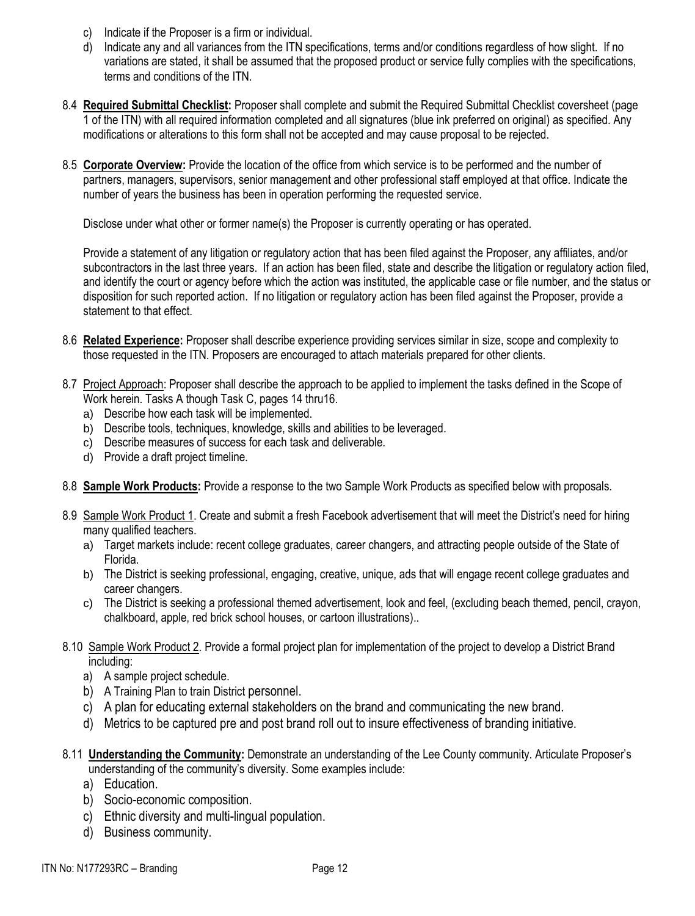c) Indicate if the Proposer is a firm or individual.

d) Indicate any and all variances from the ITN specifications, terms and/or conditions regardless of how slight. If no variations are stated, it shall be assumed that the proposed product or service fully complies with the specifications, terms and conditions of the ITN.

8.4 **Required Submittal Checklist:** Proposer shall complete and submit the Required Submittal Checklist coversheet (page 1 of the ITN) with all required information completed and all signatures (blue ink preferred on original) as specified. Any modifications or alterations to this form shall not be accepted and may cause proposal to be rejected.

8.5 **Corporate Overview:** Provide the location of the office from which service is to be performed and the number of partners, managers, supervisors, senior management and other professional staff employed at that office. Indicate the number of years the business has been in operation performing the requested service.

Disclose under what other or former name(s) the Proposer is currently operating or has operated.

Provide a statement of any litigation or regulatory action that has been filed against the Proposer, any affiliates, and/or subcontractors in the last three years. If an action has been filed, state and describe the litigation or regulatory action filed, and identify the court or agency before which the action was instituted, the applicable case or file number, and the status or disposition for such reported action. If no litigation or regulatory action has been filed against the Proposer, provide a statement to that effect.

8.6 **Related Experience:** Proposer shall describe experience providing services similar in size, scope and complexity to those requested in the ITN. Proposers are encouraged to attach materials prepared for other clients.

8.7 Project Approach: Proposer shall describe the approach to be applied to implement the tasks defined in the Scope of Work herein. Tasks A though Task C, pages 14 thru16.

a) Describe how each task will be implemented.
b) Describe tools, techniques, knowledge, skills and abilities to be leveraged.
c) Describe measures of success for each task and deliverable.
d) Provide a draft project timeline.

8.8 **Sample Work Products:** Provide a response to the two Sample Work Products as specified below with proposals.

8.9 Sample Work Product 1. Create and submit a fresh Facebook advertisement that will meet the District's need for hiring many qualified teachers.

a) Target markets include: recent college graduates, career changers, and attracting people outside of the State of Florida.
b) The District is seeking professional, engaging, creative, unique, ads that will engage recent college graduates and career changers.
c) The District is seeking a professional themed advertisement, look and feel, (excluding beach themed, pencil, crayon, chalkboard, apple, red brick school houses, or cartoon illustrations)..

8.10 Sample Work Product 2. Provide a formal project plan for implementation of the project to develop a District Brand including:

a) A sample project schedule.
b) A Training Plan to train District personnel.
c) A plan for educating external stakeholders on the brand and communicating the new brand.
d) Metrics to be captured pre and post brand roll out to insure effectiveness of branding initiative.

8.11 **Understanding the Community:** Demonstrate an understanding of the Lee County community. Articulate Proposer's understanding of the community's diversity. Some examples include:

a) Education.
b) Socio-economic composition.
c) Ethnic diversity and multi-lingual population.
d) Business community.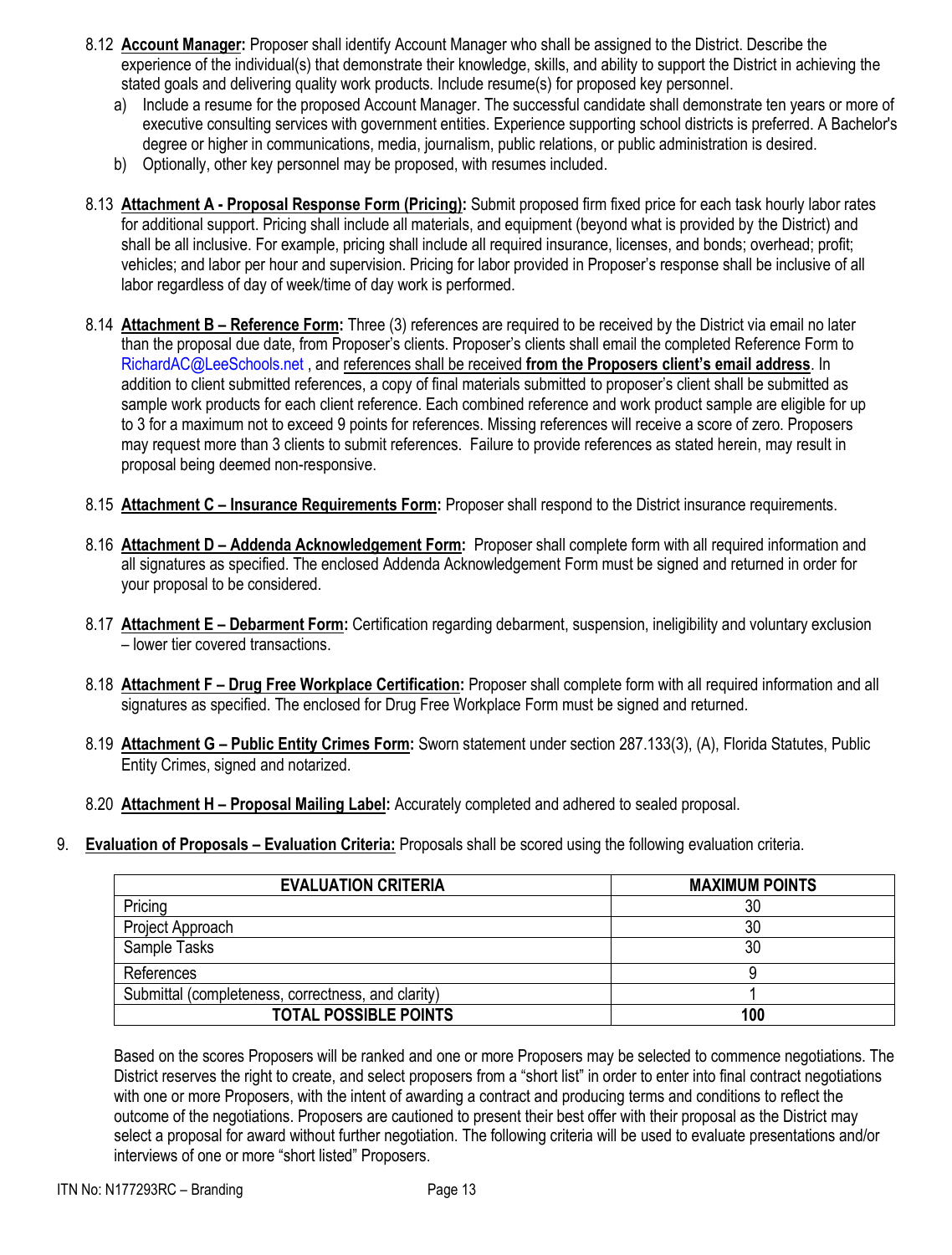8.12 **Account Manager:** Proposer shall identify Account Manager who shall be assigned to the District. Describe the experience of the individual(s) that demonstrate their knowledge, skills, and ability to support the District in achieving the stated goals and delivering quality work products. Include resume(s) for proposed key personnel.

a) Include a resume for the proposed Account Manager. The successful candidate shall demonstrate ten years or more of executive consulting services with government entities. Experience supporting school districts is preferred. A Bachelor's degree or higher in communications, media, journalism, public relations, or public administration is desired.

b) Optionally, other key personnel may be proposed, with resumes included.

8.13 **Attachment A - Proposal Response Form (Pricing):** Submit proposed firm fixed price for each task hourly labor rates for additional support. Pricing shall include all materials, and equipment (beyond what is provided by the District) and shall be all inclusive. For example, pricing shall include all required insurance, licenses, and bonds; overhead; profit; vehicles; and labor per hour and supervision. Pricing for labor provided in Proposer's response shall be inclusive of all labor regardless of day of week/time of day work is performed.

8.14 **Attachment B – Reference Form:** Three (3) references are required to be received by the District via email no later than the proposal due date, from Proposer's clients. Proposer's clients shall email the completed Reference Form to RichardAC@LeeSchools.net , and references shall be received **from the Proposers client's email address**. In addition to client submitted references, a copy of final materials submitted to proposer's client shall be submitted as sample work products for each client reference. Each combined reference and work product sample are eligible for up to 3 for a maximum not to exceed 9 points for references. Missing references will receive a score of zero. Proposers may request more than 3 clients to submit references. Failure to provide references as stated herein, may result in proposal being deemed non-responsive.

8.15 **Attachment C – Insurance Requirements Form:** Proposer shall respond to the District insurance requirements.

8.16 **Attachment D – Addenda Acknowledgement Form:** Proposer shall complete form with all required information and all signatures as specified. The enclosed Addenda Acknowledgement Form must be signed and returned in order for your proposal to be considered.

8.17 **Attachment E – Debarment Form:** Certification regarding debarment, suspension, ineligibility and voluntary exclusion – lower tier covered transactions.

8.18 **Attachment F – Drug Free Workplace Certification:** Proposer shall complete form with all required information and all signatures as specified. The enclosed for Drug Free Workplace Form must be signed and returned.

8.19 **Attachment G – Public Entity Crimes Form:** Sworn statement under section 287.133(3), (A), Florida Statutes, Public Entity Crimes, signed and notarized.

8.20 **Attachment H – Proposal Mailing Label:** Accurately completed and adhered to sealed proposal.

9. **Evaluation of Proposals – Evaluation Criteria:** Proposals shall be scored using the following evaluation criteria.

| EVALUATION CRITERIA | MAXIMUM POINTS |
|---|---|
| Pricing | 30 |
| Project Approach | 30 |
| Sample Tasks | 30 |
| References | 9 |
| Submittal (completeness, correctness, and clarity) | 1 |
| **TOTAL POSSIBLE POINTS** | **100** |

Based on the scores Proposers will be ranked and one or more Proposers may be selected to commence negotiations. The District reserves the right to create, and select proposers from a "short list" in order to enter into final contract negotiations with one or more Proposers, with the intent of awarding a contract and producing terms and conditions to reflect the outcome of the negotiations. Proposers are cautioned to present their best offer with their proposal as the District may select a proposal for award without further negotiation. The following criteria will be used to evaluate presentations and/or interviews of one or more "short listed" Proposers.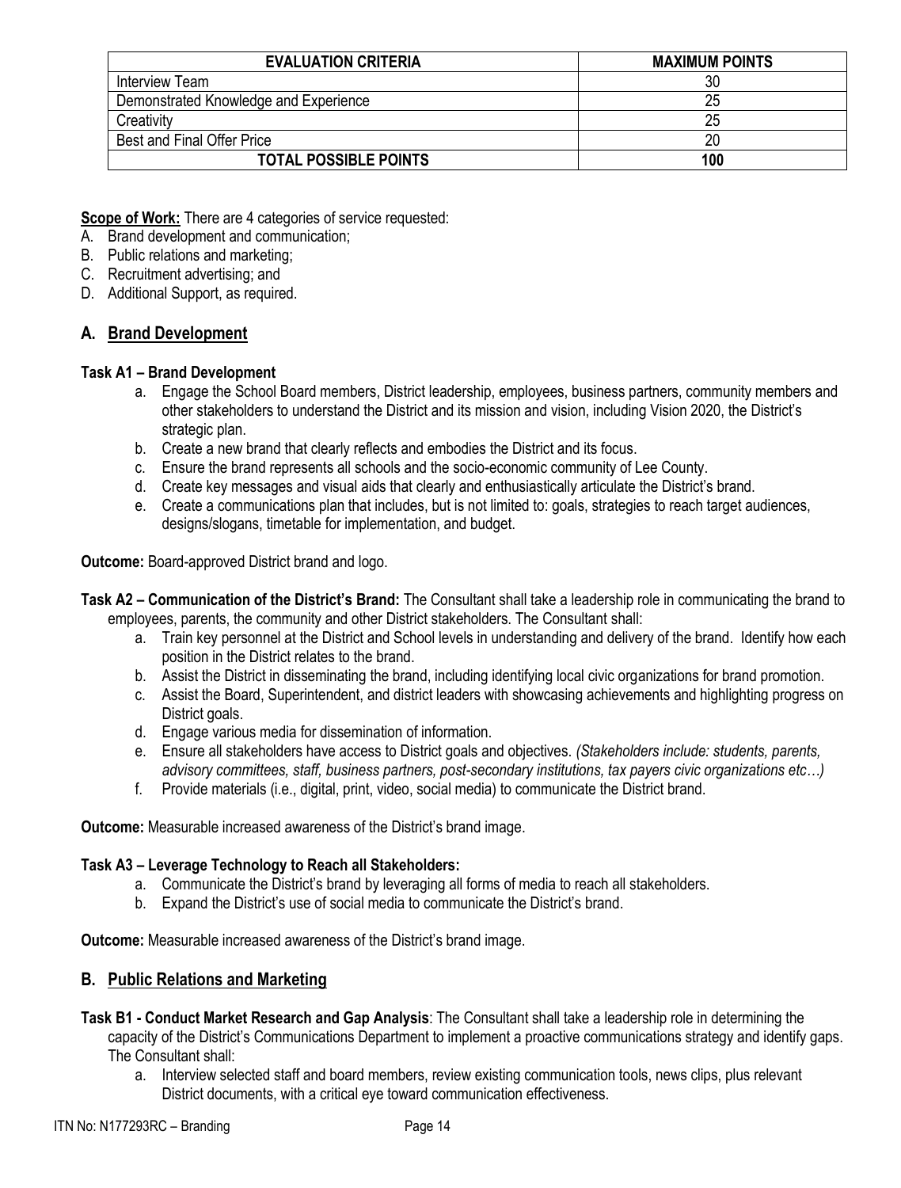| EVALUATION CRITERIA | MAXIMUM POINTS |
|---|---|
| Interview Team | 30 |
| Demonstrated Knowledge and Experience | 25 |
| Creativity | 25 |
| Best and Final Offer Price | 20 |
| **TOTAL POSSIBLE POINTS** | **100** |

**Scope of Work:** There are 4 categories of service requested:

A. Brand development and communication;
B. Public relations and marketing;
C. Recruitment advertising; and
D. Additional Support, as required.

## A. Brand Development

**Task A1 – Brand Development**

a. Engage the School Board members, District leadership, employees, business partners, community members and other stakeholders to understand the District and its mission and vision, including Vision 2020, the District's strategic plan.
b. Create a new brand that clearly reflects and embodies the District and its focus.
c. Ensure the brand represents all schools and the socio-economic community of Lee County.
d. Create key messages and visual aids that clearly and enthusiastically articulate the District's brand.
e. Create a communications plan that includes, but is not limited to: goals, strategies to reach target audiences, designs/slogans, timetable for implementation, and budget.

**Outcome:** Board-approved District brand and logo.

**Task A2 – Communication of the District's Brand:** The Consultant shall take a leadership role in communicating the brand to employees, parents, the community and other District stakeholders. The Consultant shall:

a. Train key personnel at the District and School levels in understanding and delivery of the brand. Identify how each position in the District relates to the brand.
b. Assist the District in disseminating the brand, including identifying local civic organizations for brand promotion.
c. Assist the Board, Superintendent, and district leaders with showcasing achievements and highlighting progress on District goals.
d. Engage various media for dissemination of information.
e. Ensure all stakeholders have access to District goals and objectives. *(Stakeholders include: students, parents, advisory committees, staff, business partners, post-secondary institutions, tax payers civic organizations etc…)*
f. Provide materials (i.e., digital, print, video, social media) to communicate the District brand.

**Outcome:** Measurable increased awareness of the District's brand image.

**Task A3 – Leverage Technology to Reach all Stakeholders:**

a. Communicate the District's brand by leveraging all forms of media to reach all stakeholders.
b. Expand the District's use of social media to communicate the District's brand.

**Outcome:** Measurable increased awareness of the District's brand image.

## B. Public Relations and Marketing

**Task B1 - Conduct Market Research and Gap Analysis**: The Consultant shall take a leadership role in determining the capacity of the District's Communications Department to implement a proactive communications strategy and identify gaps. The Consultant shall:

a. Interview selected staff and board members, review existing communication tools, news clips, plus relevant District documents, with a critical eye toward communication effectiveness.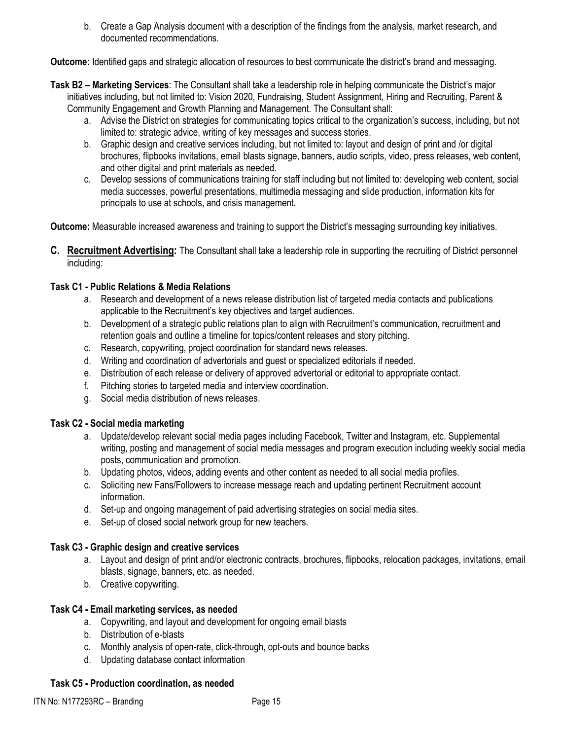b. Create a Gap Analysis document with a description of the findings from the analysis, market research, and documented recommendations.

**Outcome:** Identified gaps and strategic allocation of resources to best communicate the district's brand and messaging.

**Task B2 – Marketing Services**: The Consultant shall take a leadership role in helping communicate the District's major initiatives including, but not limited to: Vision 2020, Fundraising, Student Assignment, Hiring and Recruiting, Parent & Community Engagement and Growth Planning and Management. The Consultant shall:

a. Advise the District on strategies for communicating topics critical to the organization's success, including, but not limited to: strategic advice, writing of key messages and success stories.
b. Graphic design and creative services including, but not limited to: layout and design of print and /or digital brochures, flipbooks invitations, email blasts signage, banners, audio scripts, video, press releases, web content, and other digital and print materials as needed.
c. Develop sessions of communications training for staff including but not limited to: developing web content, social media successes, powerful presentations, multimedia messaging and slide production, information kits for principals to use at schools, and crisis management.

**Outcome:** Measurable increased awareness and training to support the District's messaging surrounding key initiatives.

**C. Recruitment Advertising:** The Consultant shall take a leadership role in supporting the recruiting of District personnel including:

**Task C1 - Public Relations & Media Relations**

a. Research and development of a news release distribution list of targeted media contacts and publications applicable to the Recruitment's key objectives and target audiences.
b. Development of a strategic public relations plan to align with Recruitment's communication, recruitment and retention goals and outline a timeline for topics/content releases and story pitching.
c. Research, copywriting, project coordination for standard news releases.
d. Writing and coordination of advertorials and guest or specialized editorials if needed.
e. Distribution of each release or delivery of approved advertorial or editorial to appropriate contact.
f. Pitching stories to targeted media and interview coordination.
g. Social media distribution of news releases.

**Task C2 - Social media marketing**

a. Update/develop relevant social media pages including Facebook, Twitter and Instagram, etc. Supplemental writing, posting and management of social media messages and program execution including weekly social media posts, communication and promotion.
b. Updating photos, videos, adding events and other content as needed to all social media profiles.
c. Soliciting new Fans/Followers to increase message reach and updating pertinent Recruitment account information.
d. Set-up and ongoing management of paid advertising strategies on social media sites.
e. Set-up of closed social network group for new teachers.

**Task C3 - Graphic design and creative services**

a. Layout and design of print and/or electronic contracts, brochures, flipbooks, relocation packages, invitations, email blasts, signage, banners, etc. as needed.
b. Creative copywriting.

**Task C4 - Email marketing services, as needed**

a. Copywriting, and layout and development for ongoing email blasts
b. Distribution of e-blasts
c. Monthly analysis of open-rate, click-through, opt-outs and bounce backs
d. Updating database contact information

**Task C5 - Production coordination, as needed**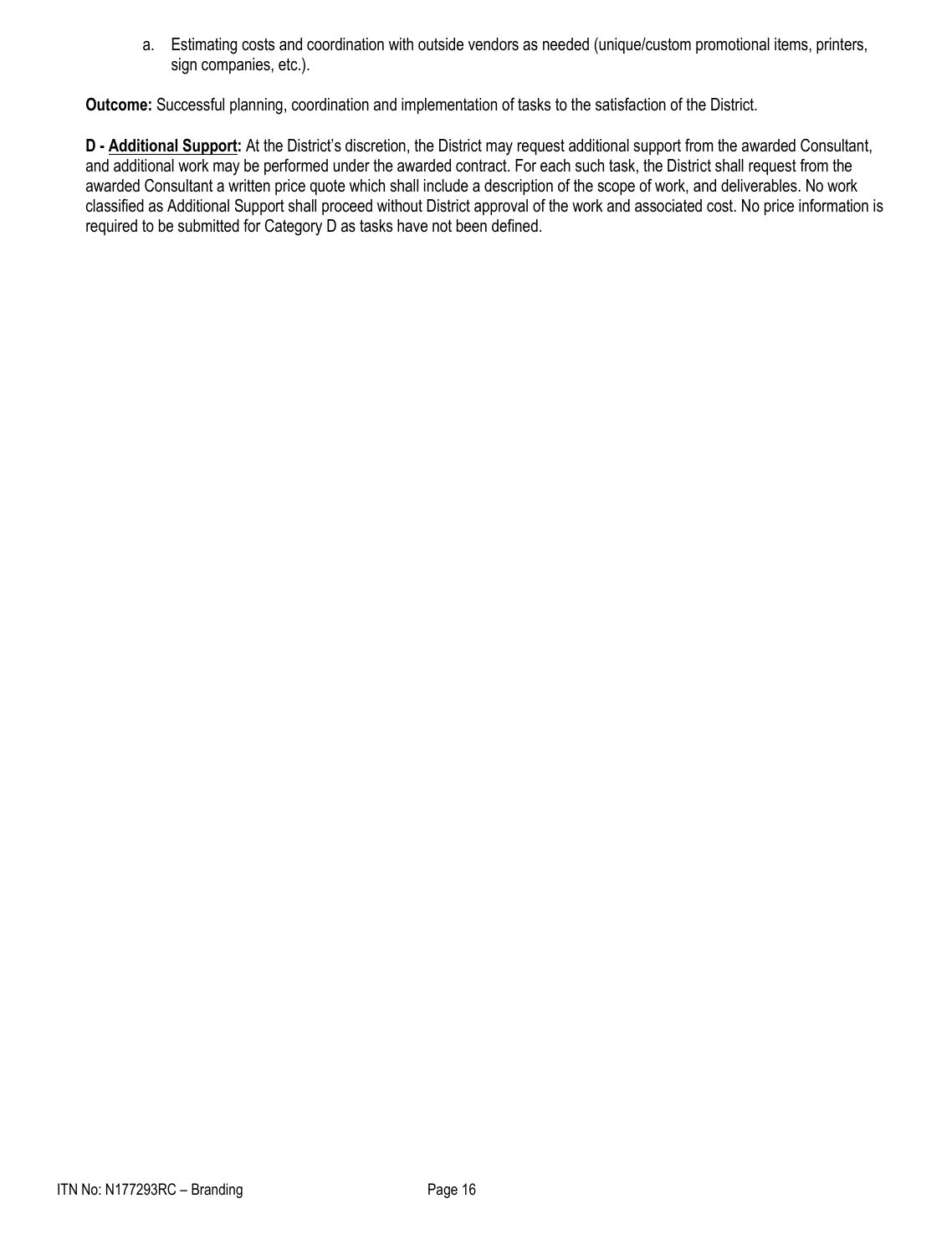a. Estimating costs and coordination with outside vendors as needed (unique/custom promotional items, printers, sign companies, etc.).

**Outcome:** Successful planning, coordination and implementation of tasks to the satisfaction of the District.

**D - Additional Support:** At the District's discretion, the District may request additional support from the awarded Consultant, and additional work may be performed under the awarded contract. For each such task, the District shall request from the awarded Consultant a written price quote which shall include a description of the scope of work, and deliverables. No work classified as Additional Support shall proceed without District approval of the work and associated cost. No price information is required to be submitted for Category D as tasks have not been defined.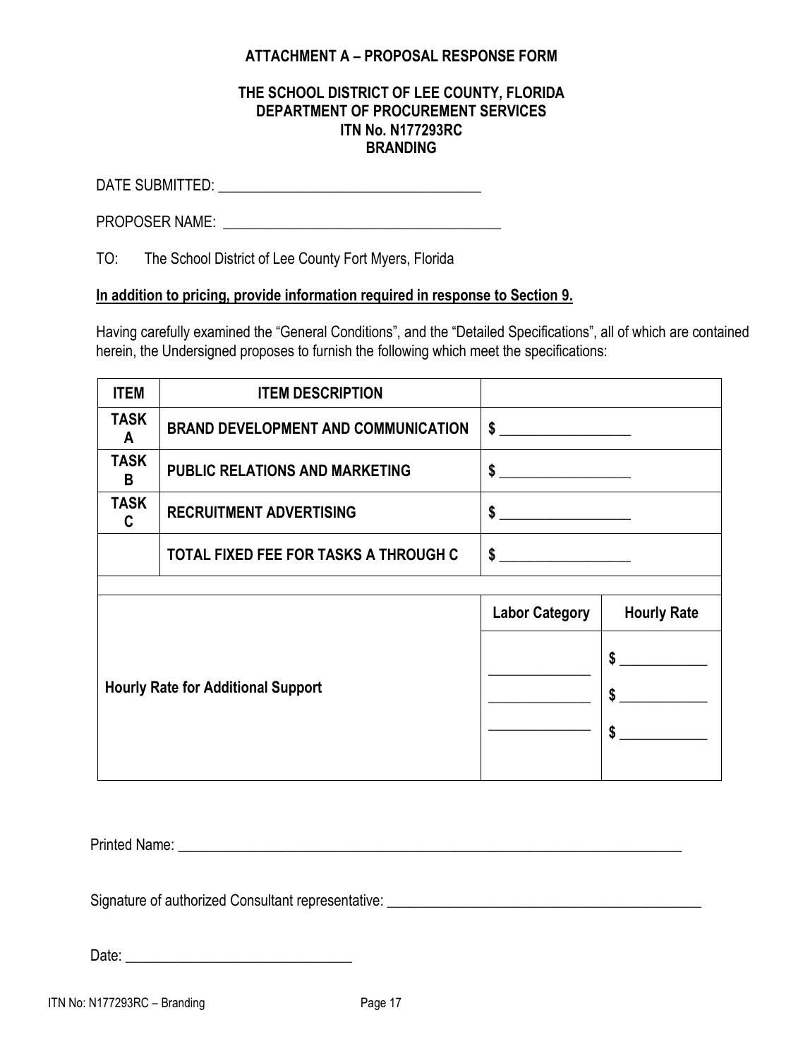**ATTACHMENT A – PROPOSAL RESPONSE FORM**

**THE SCHOOL DISTRICT OF LEE COUNTY, FLORIDA**
**DEPARTMENT OF PROCUREMENT SERVICES**
**ITN No. N177293RC**
**BRANDING**

DATE SUBMITTED: ___________________________________

PROPOSER NAME: ____________________________________

TO: The School District of Lee County Fort Myers, Florida

**In addition to pricing, provide information required in response to Section 9.**

Having carefully examined the "General Conditions", and the "Detailed Specifications", all of which are contained herein, the Undersigned proposes to furnish the following which meet the specifications:

| ITEM | ITEM DESCRIPTION | | |
|---|---|---|---|
| TASK A | BRAND DEVELOPMENT AND COMMUNICATION | $ _________________ | |
| TASK B | PUBLIC RELATIONS AND MARKETING | $ _________________ | |
| TASK C | RECRUITMENT ADVERTISING | $ _________________ | |
| | TOTAL FIXED FEE FOR TASKS A THROUGH C | $ _________________ | |
| | | | |
| | | **Labor Category** | **Hourly Rate** |
| | **Hourly Rate for Additional Support** | _____________ | $ ___________ |
| | | _____________ | $ ___________ |
| | | _____________ | $ ___________ |

Printed Name: ______________________________________________________________________

Signature of authorized Consultant representative: ___________________________________________

Date: ______________________________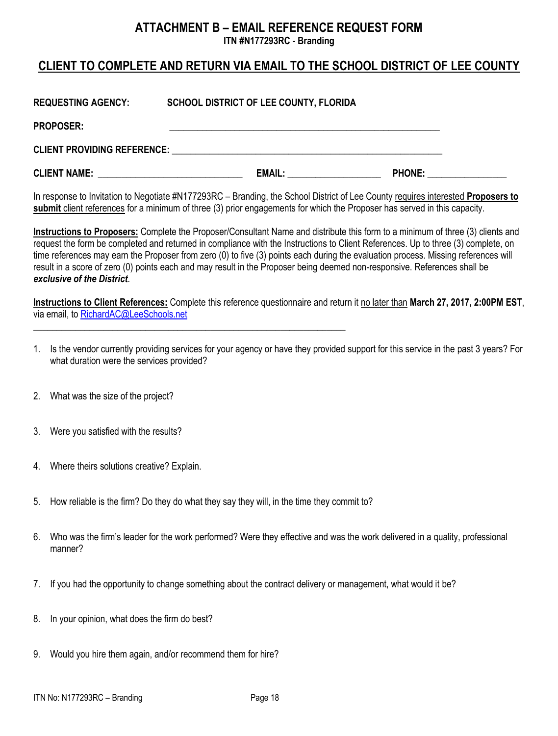# ATTACHMENT B – EMAIL REFERENCE REQUEST FORM

**ITN #N177293RC - Branding**

## CLIENT TO COMPLETE AND RETURN VIA EMAIL TO THE SCHOOL DISTRICT OF LEE COUNTY

**REQUESTING AGENCY:** **SCHOOL DISTRICT OF LEE COUNTY, FLORIDA**

**PROPOSER:** ____________________________________________________________

**CLIENT PROVIDING REFERENCE:** ____________________________________________________________

**CLIENT NAME:** ________________________________ **EMAIL:** ____________________ **PHONE:** _________________

In response to Invitation to Negotiate #N177293RC – Branding, the School District of Lee County requires interested **Proposers to submit** client references for a minimum of three (3) prior engagements for which the Proposer has served in this capacity.

**Instructions to Proposers:** Complete the Proposer/Consultant Name and distribute this form to a minimum of three (3) clients and request the form be completed and returned in compliance with the Instructions to Client References. Up to three (3) complete, on time references may earn the Proposer from zero (0) to five (3) points each during the evaluation process. Missing references will result in a score of zero (0) points each and may result in the Proposer being deemed non-responsive. References shall be ***exclusive of the District***.

**Instructions to Client References:** Complete this reference questionnaire and return it no later than **March 27, 2017, 2:00PM EST**, via email, to RichardAC@LeeSchools.net

---

1. Is the vendor currently providing services for your agency or have they provided support for this service in the past 3 years? For what duration were the services provided?

2. What was the size of the project?

3. Were you satisfied with the results?

4. Where theirs solutions creative? Explain.

5. How reliable is the firm? Do they do what they say they will, in the time they commit to?

6. Who was the firm's leader for the work performed? Were they effective and was the work delivered in a quality, professional manner?

7. If you had the opportunity to change something about the contract delivery or management, what would it be?

8. In your opinion, what does the firm do best?

9. Would you hire them again, and/or recommend them for hire?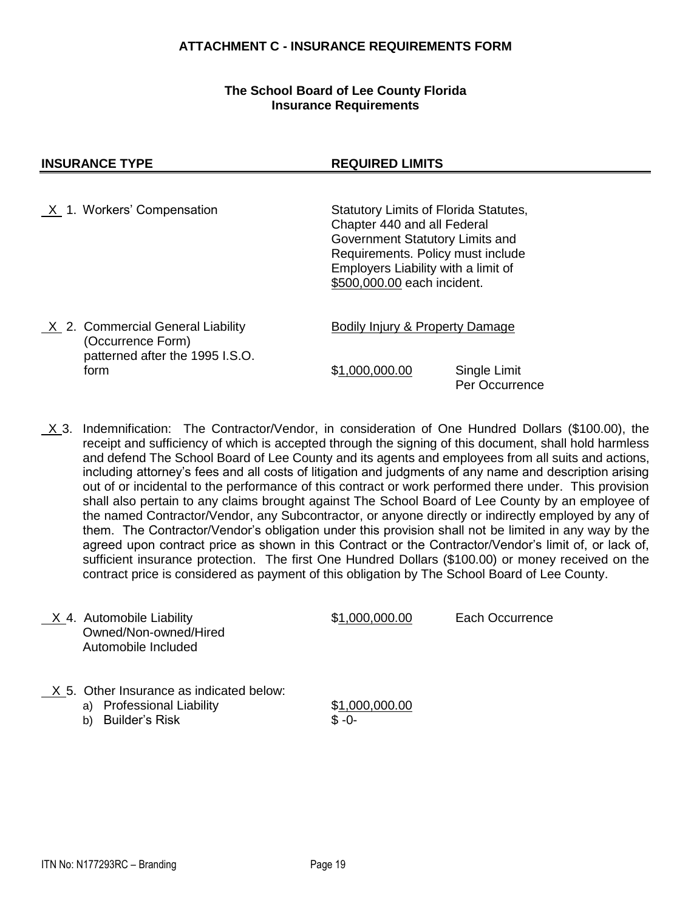**ATTACHMENT C - INSURANCE REQUIREMENTS FORM**

**The School Board of Lee County Florida**
**Insurance Requirements**

| INSURANCE TYPE | REQUIRED LIMITS | |
|---|---|---|
| X 1. Workers' Compensation | Statutory Limits of Florida Statutes, Chapter 440 and all Federal Government Statutory Limits and Requirements. Policy must include Employers Liability with a limit of $500,000.00 each incident. | |
| X 2. Commercial General Liability (Occurrence Form) patterned after the 1995 I.S.O. form | Bodily Injury & Property Damage<br>$1,000,000.00 | Single Limit Per Occurrence |

X 3. Indemnification: The Contractor/Vendor, in consideration of One Hundred Dollars ($100.00), the receipt and sufficiency of which is accepted through the signing of this document, shall hold harmless and defend The School Board of Lee County and its agents and employees from all suits and actions, including attorney's fees and all costs of litigation and judgments of any name and description arising out of or incidental to the performance of this contract or work performed there under. This provision shall also pertain to any claims brought against The School Board of Lee County by an employee of the named Contractor/Vendor, any Subcontractor, or anyone directly or indirectly employed by any of them. The Contractor/Vendor's obligation under this provision shall not be limited in any way by the agreed upon contract price as shown in this Contract or the Contractor/Vendor's limit of, or lack of, sufficient insurance protection. The first One Hundred Dollars ($100.00) or money received on the contract price is considered as payment of this obligation by The School Board of Lee County.

| | | |
|---|---|---|
| X 4. Automobile Liability Owned/Non-owned/Hired Automobile Included | $1,000,000.00 | Each Occurrence |
| X 5. Other Insurance as indicated below: | | |
| a) Professional Liability | $1,000,000.00 | |
| b) Builder's Risk | $ -0- | |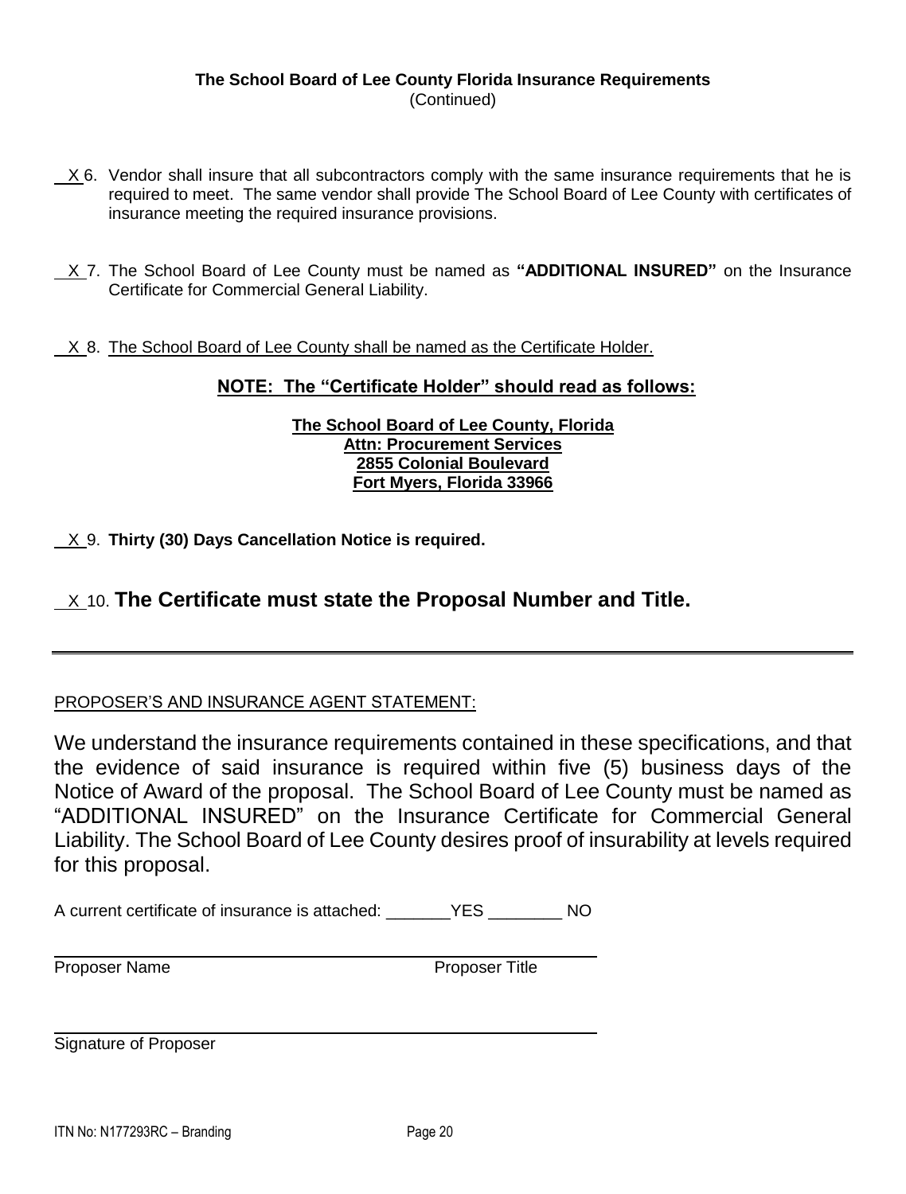**The School Board of Lee County Florida Insurance Requirements**
(Continued)

\_X\_ 6. Vendor shall insure that all subcontractors comply with the same insurance requirements that he is required to meet. The same vendor shall provide The School Board of Lee County with certificates of insurance meeting the required insurance provisions.

\_X\_ 7. The School Board of Lee County must be named as **"ADDITIONAL INSURED"** on the Insurance Certificate for Commercial General Liability.

\_X\_ 8. The School Board of Lee County shall be named as the Certificate Holder.

**NOTE: The "Certificate Holder" should read as follows:**

**The School Board of Lee County, Florida**
**Attn: Procurement Services**
**2855 Colonial Boulevard**
**Fort Myers, Florida 33966**

\_X\_ 9. **Thirty (30) Days Cancellation Notice is required.**

\_X\_ 10. **The Certificate must state the Proposal Number and Title.**

---

PROPOSER'S AND INSURANCE AGENT STATEMENT:

We understand the insurance requirements contained in these specifications, and that the evidence of said insurance is required within five (5) business days of the Notice of Award of the proposal. The School Board of Lee County must be named as "ADDITIONAL INSURED" on the Insurance Certificate for Commercial General Liability. The School Board of Lee County desires proof of insurability at levels required for this proposal.

A current certificate of insurance is attached: \_\_\_\_\_\_\_YES \_\_\_\_\_\_\_\_ NO

\_\_\_\_\_\_\_\_\_\_\_\_\_\_\_\_\_\_\_\_\_\_\_\_\_\_\_\_\_\_\_\_\_\_\_\_\_\_\_\_\_\_\_\_\_\_
Proposer Name                                        Proposer Title

\_\_\_\_\_\_\_\_\_\_\_\_\_\_\_\_\_\_\_\_\_\_\_\_\_\_\_\_\_\_\_\_\_\_\_\_\_\_\_\_\_\_\_\_\_\_
Signature of Proposer

ITN No: N177293RC – Branding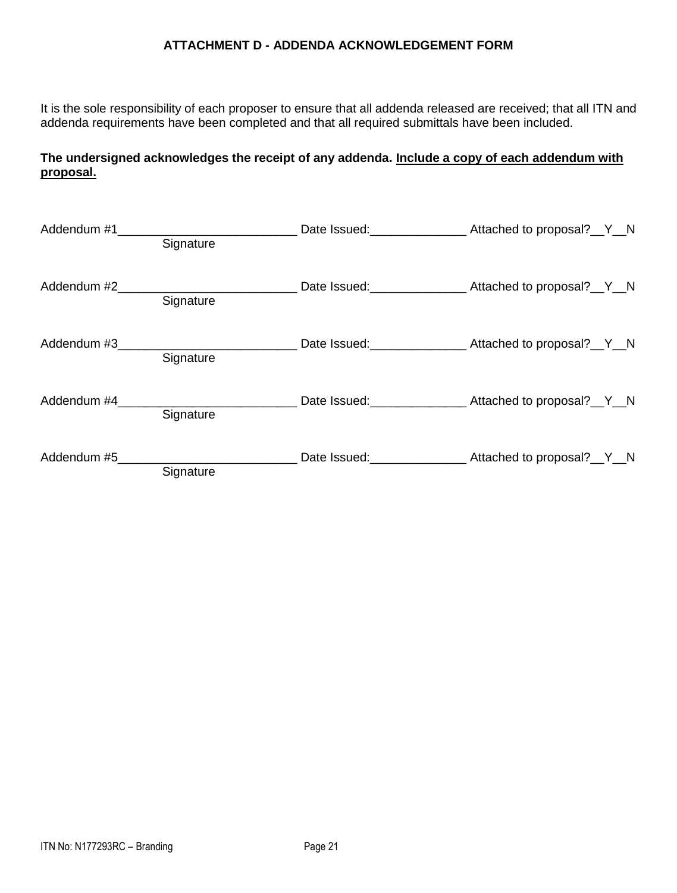## ATTACHMENT D - ADDENDA ACKNOWLEDGEMENT FORM

It is the sole responsibility of each proposer to ensure that all addenda released are received; that all ITN and addenda requirements have been completed and that all required submittals have been included.

**The undersigned acknowledges the receipt of any addenda. <u>Include a copy of each addendum with proposal.</u>**

Addendum #1__________________________ Date Issued:______________ Attached to proposal?__Y__N
Signature

Addendum #2__________________________ Date Issued:______________ Attached to proposal?__Y__N
Signature

Addendum #3__________________________ Date Issued:______________ Attached to proposal?__Y__N
Signature

Addendum #4__________________________ Date Issued:______________ Attached to proposal?__Y__N
Signature

Addendum #5__________________________ Date Issued:______________ Attached to proposal?__Y__N
Signature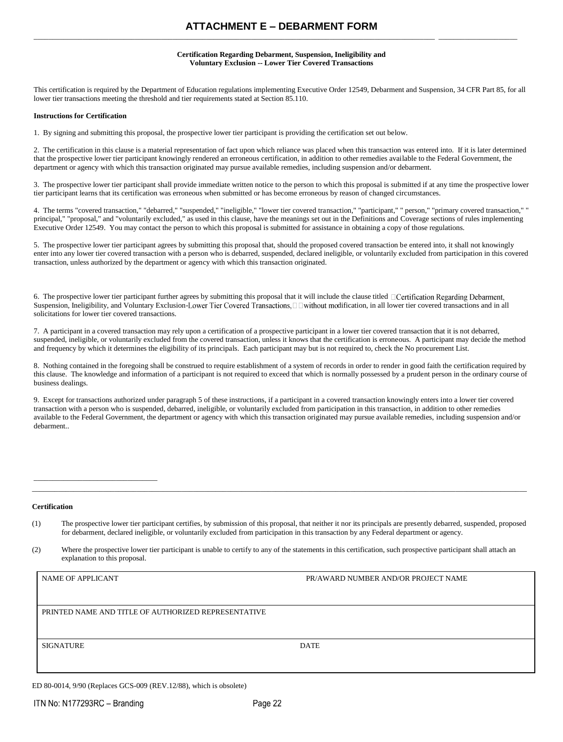# ATTACHMENT E – DEBARMENT FORM

**Certification Regarding Debarment, Suspension, Ineligibility and Voluntary Exclusion -- Lower Tier Covered Transactions**

This certification is required by the Department of Education regulations implementing Executive Order 12549, Debarment and Suspension, 34 CFR Part 85, for all lower tier transactions meeting the threshold and tier requirements stated at Section 85.110.

**Instructions for Certification**

1. By signing and submitting this proposal, the prospective lower tier participant is providing the certification set out below.

2. The certification in this clause is a material representation of fact upon which reliance was placed when this transaction was entered into. If it is later determined that the prospective lower tier participant knowingly rendered an erroneous certification, in addition to other remedies available to the Federal Government, the department or agency with which this transaction originated may pursue available remedies, including suspension and/or debarment.

3. The prospective lower tier participant shall provide immediate written notice to the person to which this proposal is submitted if at any time the prospective lower tier participant learns that its certification was erroneous when submitted or has become erroneous by reason of changed circumstances.

4. The terms "covered transaction," "debarred," "suspended," "ineligible," "lower tier covered transaction," "participant," " person," "primary covered transaction," " principal," "proposal," and "voluntarily excluded," as used in this clause, have the meanings set out in the Definitions and Coverage sections of rules implementing Executive Order 12549. You may contact the person to which this proposal is submitted for assistance in obtaining a copy of those regulations.

5. The prospective lower tier participant agrees by submitting this proposal that, should the proposed covered transaction be entered into, it shall not knowingly enter into any lower tier covered transaction with a person who is debarred, suspended, declared ineligible, or voluntarily excluded from participation in this covered transaction, unless authorized by the department or agency with which this transaction originated.

6. The prospective lower tier participant further agrees by submitting this proposal that it will include the clause titled "Certification Regarding Debarment, Suspension, Ineligibility, and Voluntary Exclusion-Lower Tier Covered Transactions," without modification, in all lower tier covered transactions and in all solicitations for lower tier covered transactions.

7. A participant in a covered transaction may rely upon a certification of a prospective participant in a lower tier covered transaction that it is not debarred, suspended, ineligible, or voluntarily excluded from the covered transaction, unless it knows that the certification is erroneous. A participant may decide the method and frequency by which it determines the eligibility of its principals. Each participant may but is not required to, check the No procurement List.

8. Nothing contained in the foregoing shall be construed to require establishment of a system of records in order to render in good faith the certification required by this clause. The knowledge and information of a participant is not required to exceed that which is normally possessed by a prudent person in the ordinary course of business dealings.

9. Except for transactions authorized under paragraph 5 of these instructions, if a participant in a covered transaction knowingly enters into a lower tier covered transaction with a person who is suspended, debarred, ineligible, or voluntarily excluded from participation in this transaction, in addition to other remedies available to the Federal Government, the department or agency with which this transaction originated may pursue available remedies, including suspension and/or debarment..

---

**Certification**

(1) The prospective lower tier participant certifies, by submission of this proposal, that neither it nor its principals are presently debarred, suspended, proposed for debarment, declared ineligible, or voluntarily excluded from participation in this transaction by any Federal department or agency.

(2) Where the prospective lower tier participant is unable to certify to any of the statements in this certification, such prospective participant shall attach an explanation to this proposal.

| NAME OF APPLICANT | PR/AWARD NUMBER AND/OR PROJECT NAME |
|---|---|
| PRINTED NAME AND TITLE OF AUTHORIZED REPRESENTATIVE | |
| SIGNATURE | DATE |

ED 80-0014, 9/90 (Replaces GCS-009 (REV.12/88), which is obsolete)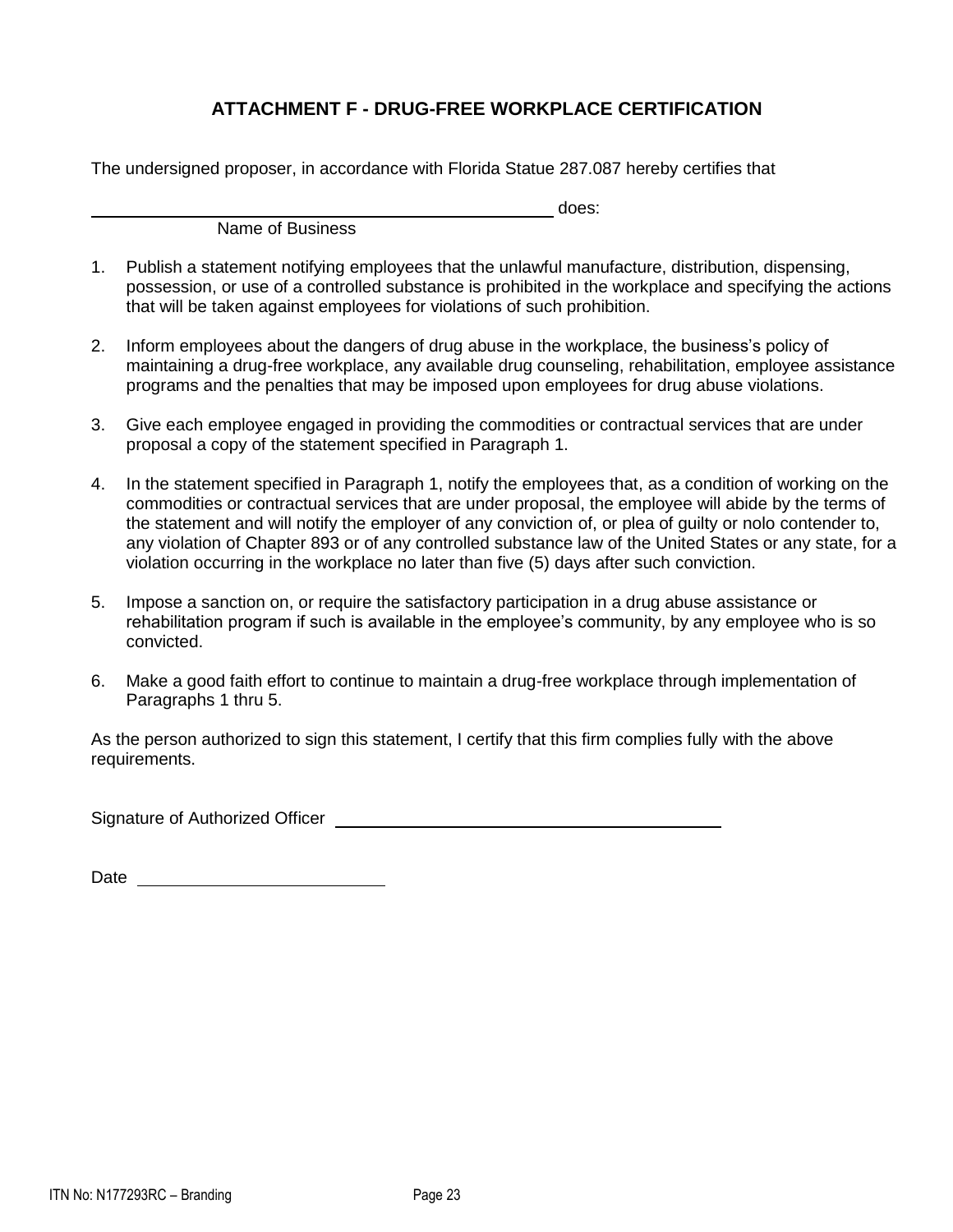## ATTACHMENT F - DRUG-FREE WORKPLACE CERTIFICATION

The undersigned proposer, in accordance with Florida Statue 287.087 hereby certifies that

\_\_\_\_\_\_\_\_\_\_\_\_\_\_\_\_\_\_\_\_\_\_\_\_\_\_\_\_\_\_\_\_\_\_\_\_\_\_\_\_\_\_\_\_\_\_ does:
Name of Business

1. Publish a statement notifying employees that the unlawful manufacture, distribution, dispensing, possession, or use of a controlled substance is prohibited in the workplace and specifying the actions that will be taken against employees for violations of such prohibition.

2. Inform employees about the dangers of drug abuse in the workplace, the business's policy of maintaining a drug-free workplace, any available drug counseling, rehabilitation, employee assistance programs and the penalties that may be imposed upon employees for drug abuse violations.

3. Give each employee engaged in providing the commodities or contractual services that are under proposal a copy of the statement specified in Paragraph 1.

4. In the statement specified in Paragraph 1, notify the employees that, as a condition of working on the commodities or contractual services that are under proposal, the employee will abide by the terms of the statement and will notify the employer of any conviction of, or plea of guilty or nolo contender to, any violation of Chapter 893 or of any controlled substance law of the United States or any state, for a violation occurring in the workplace no later than five (5) days after such conviction.

5. Impose a sanction on, or require the satisfactory participation in a drug abuse assistance or rehabilitation program if such is available in the employee's community, by any employee who is so convicted.

6. Make a good faith effort to continue to maintain a drug-free workplace through implementation of Paragraphs 1 thru 5.

As the person authorized to sign this statement, I certify that this firm complies fully with the above requirements.

Signature of Authorized Officer \_\_\_\_\_\_\_\_\_\_\_\_\_\_\_\_\_\_\_\_\_\_\_\_\_\_\_\_\_\_\_\_\_\_\_\_\_\_\_\_

Date \_\_\_\_\_\_\_\_\_\_\_\_\_\_\_\_\_\_\_\_\_\_\_\_

ITN No: N177293RC – Branding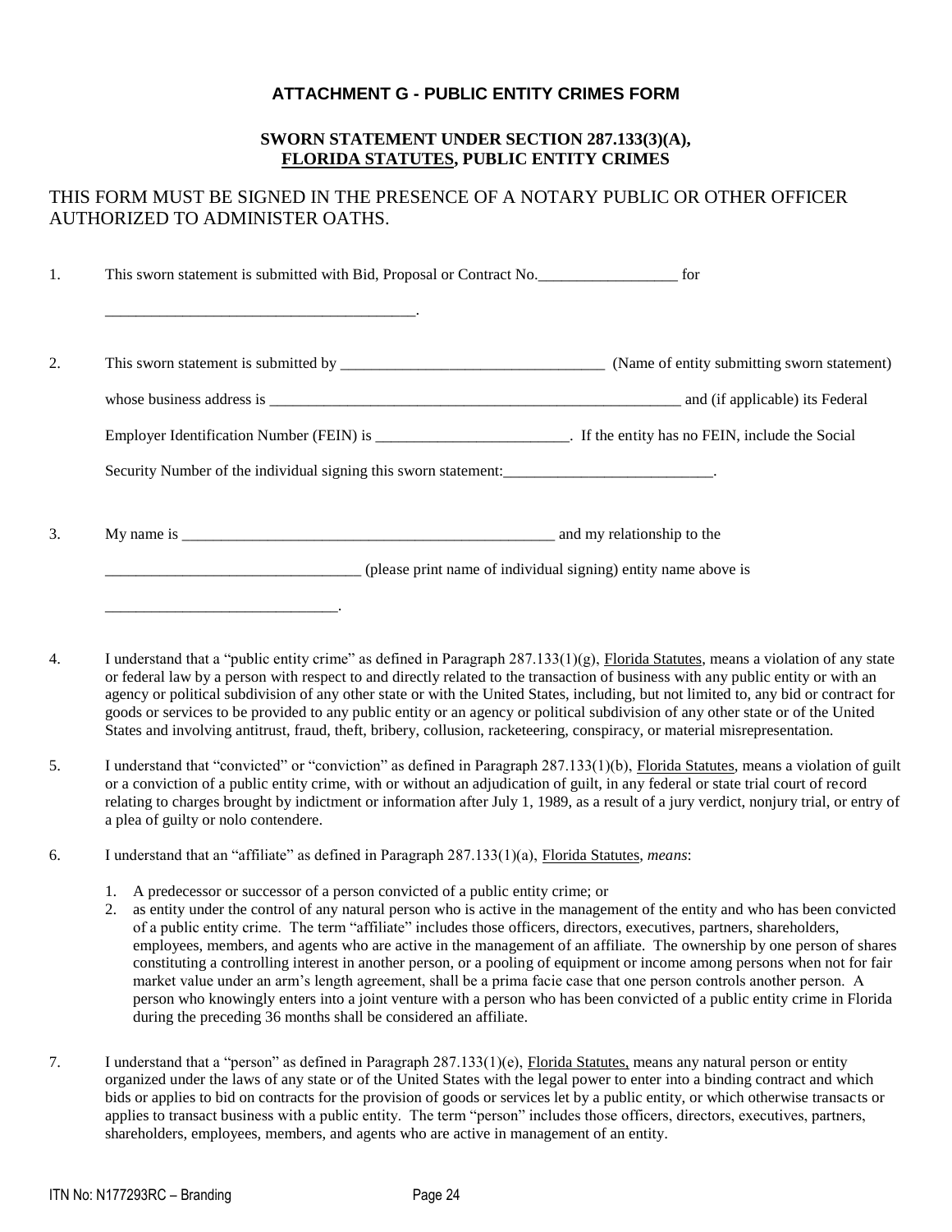### ATTACHMENT G - PUBLIC ENTITY CRIMES FORM

**SWORN STATEMENT UNDER SECTION 287.133(3)(A),**
**FLORIDA STATUTES, PUBLIC ENTITY CRIMES**

THIS FORM MUST BE SIGNED IN THE PRESENCE OF A NOTARY PUBLIC OR OTHER OFFICER AUTHORIZED TO ADMINISTER OATHS.

1. This sworn statement is submitted with Bid, Proposal or Contract No.__________________ for

   _______________________________________.

2. This sworn statement is submitted by __________________________________ (Name of entity submitting sworn statement)

   whose business address is _______________________________________________________ and (if applicable) its Federal

   Employer Identification Number (FEIN) is _________________________. If the entity has no FEIN, include the Social

   Security Number of the individual signing this sworn statement:___________________________.

3. My name is _________________________________________________ and my relationship to the

   _________________________________ (please print name of individual signing) entity name above is

   ______________________________.

4. I understand that a "public entity crime" as defined in Paragraph 287.133(1)(g), Florida Statutes, means a violation of any state or federal law by a person with respect to and directly related to the transaction of business with any public entity or with an agency or political subdivision of any other state or with the United States, including, but not limited to, any bid or contract for goods or services to be provided to any public entity or an agency or political subdivision of any other state or of the United States and involving antitrust, fraud, theft, bribery, collusion, racketeering, conspiracy, or material misrepresentation.

5. I understand that "convicted" or "conviction" as defined in Paragraph 287.133(1)(b), Florida Statutes, means a violation of guilt or a conviction of a public entity crime, with or without an adjudication of guilt, in any federal or state trial court of record relating to charges brought by indictment or information after July 1, 1989, as a result of a jury verdict, nonjury trial, or entry of a plea of guilty or nolo contendere.

6. I understand that an "affiliate" as defined in Paragraph 287.133(1)(a), Florida Statutes, *means*:

   1. A predecessor or successor of a person convicted of a public entity crime; or
   2. as entity under the control of any natural person who is active in the management of the entity and who has been convicted of a public entity crime. The term "affiliate" includes those officers, directors, executives, partners, shareholders, employees, members, and agents who are active in the management of an affiliate. The ownership by one person of shares constituting a controlling interest in another person, or a pooling of equipment or income among persons when not for fair market value under an arm's length agreement, shall be a prima facie case that one person controls another person. A person who knowingly enters into a joint venture with a person who has been convicted of a public entity crime in Florida during the preceding 36 months shall be considered an affiliate.

7. I understand that a "person" as defined in Paragraph 287.133(1)(e), Florida Statutes, means any natural person or entity organized under the laws of any state or of the United States with the legal power to enter into a binding contract and which bids or applies to bid on contracts for the provision of goods or services let by a public entity, or which otherwise transacts or applies to transact business with a public entity. The term "person" includes those officers, directors, executives, partners, shareholders, employees, members, and agents who are active in management of an entity.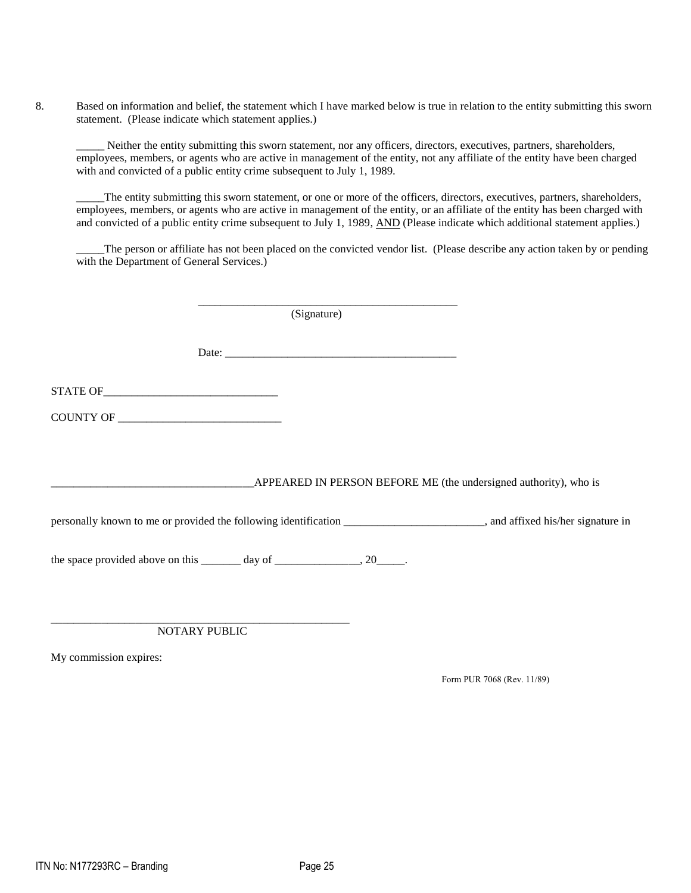8. Based on information and belief, the statement which I have marked below is true in relation to the entity submitting this sworn statement. (Please indicate which statement applies.)

   _____ Neither the entity submitting this sworn statement, nor any officers, directors, executives, partners, shareholders, employees, members, or agents who are active in management of the entity, not any affiliate of the entity have been charged with and convicted of a public entity crime subsequent to July 1, 1989.

   _____The entity submitting this sworn statement, or one or more of the officers, directors, executives, partners, shareholders, employees, members, or agents who are active in management of the entity, or an affiliate of the entity has been charged with and convicted of a public entity crime subsequent to July 1, 1989, AND (Please indicate which additional statement applies.)

   _____The person or affiliate has not been placed on the convicted vendor list. (Please describe any action taken by or pending with the Department of General Services.)

_____________________________________________
(Signature)

Date: ________________________________________

STATE OF______________________________

COUNTY OF ____________________________

___________________________________APPEARED IN PERSON BEFORE ME (the undersigned authority), who is personally known to me or provided the following identification ________________________, and affixed his/her signature in the space provided above on this _______ day of _______________, 20_____.

_____________________________________________________
NOTARY PUBLIC

My commission expires:

Form PUR 7068 (Rev. 11/89)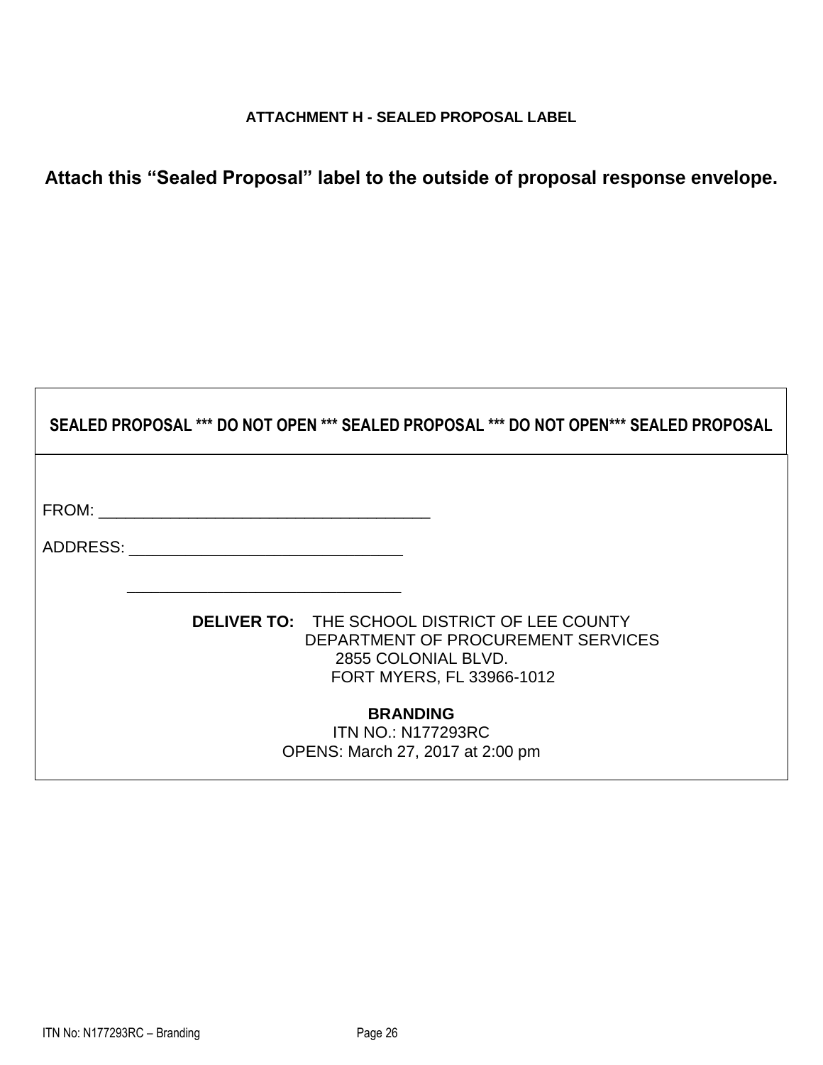### ATTACHMENT H - SEALED PROPOSAL LABEL

## Attach this "Sealed Proposal" label to the outside of proposal response envelope.

**SEALED PROPOSAL *** DO NOT OPEN *** SEALED PROPOSAL *** DO NOT OPEN*** SEALED PROPOSAL**

FROM: ____________________________________

ADDRESS: ______________________________

______________________________

**DELIVER TO:** THE SCHOOL DISTRICT OF LEE COUNTY
DEPARTMENT OF PROCUREMENT SERVICES
2855 COLONIAL BLVD.
FORT MYERS, FL 33966-1012

**BRANDING**
ITN NO.: N177293RC
OPENS: March 27, 2017 at 2:00 pm